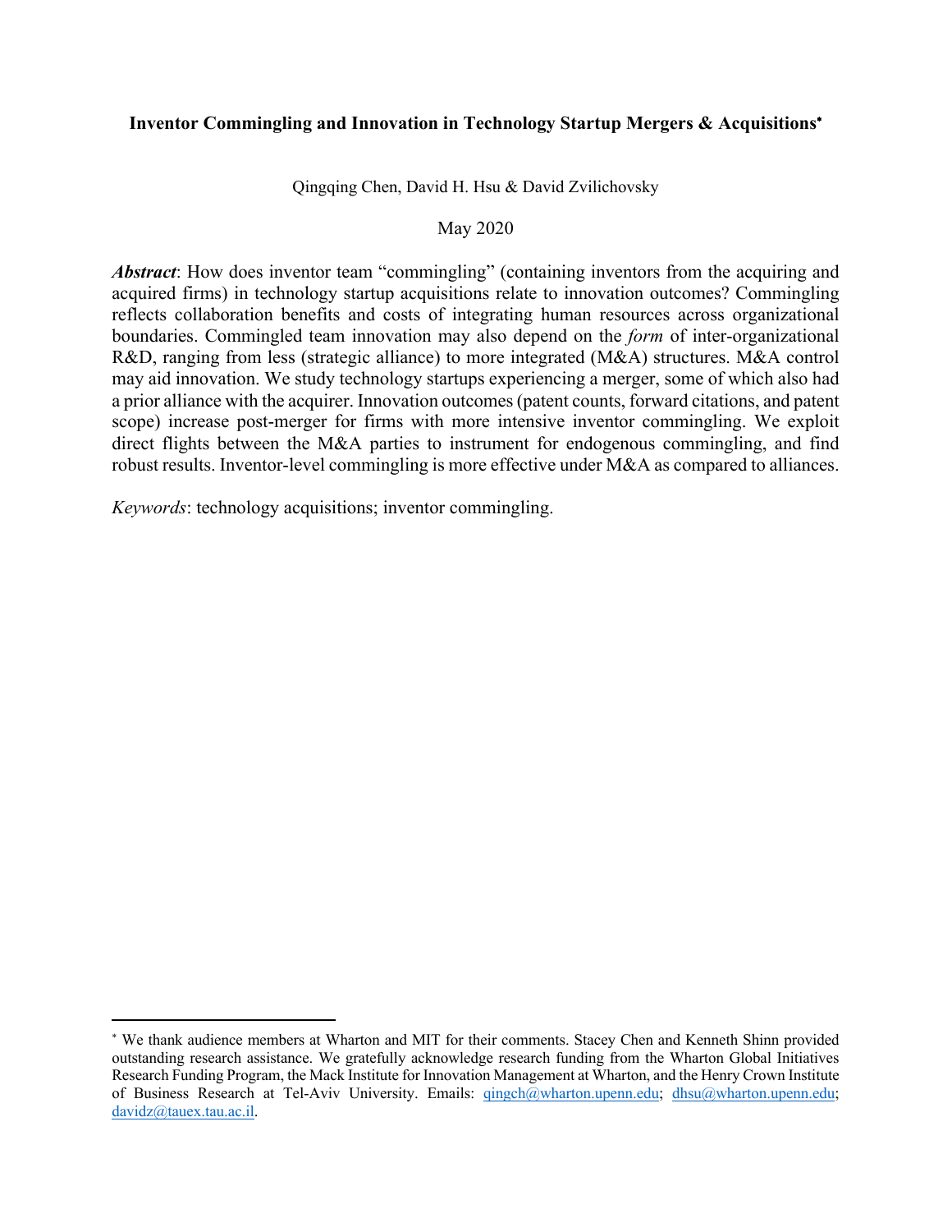# Inventor Commingling and Innovation in Technology Startup Mergers & Acquisitions[*]

Qingqing Chen, David H. Hsu & David Zvilichovsky

May 2020

***Abstract***: How does inventor team "commingling" (containing inventors from the acquiring and acquired firms) in technology startup acquisitions relate to innovation outcomes? Commingling reflects collaboration benefits and costs of integrating human resources across organizational boundaries. Commingled team innovation may also depend on the *form* of inter-organizational R&D, ranging from less (strategic alliance) to more integrated (M&A) structures. M&A control may aid innovation. We study technology startups experiencing a merger, some of which also had a prior alliance with the acquirer. Innovation outcomes (patent counts, forward citations, and patent scope) increase post-merger for firms with more intensive inventor commingling. We exploit direct flights between the M&A parties to instrument for endogenous commingling, and find robust results. Inventor-level commingling is more effective under M&A as compared to alliances.

*Keywords*: technology acquisitions; inventor commingling.

---

[*] We thank audience members at Wharton and MIT for their comments. Stacey Chen and Kenneth Shinn provided outstanding research assistance. We gratefully acknowledge research funding from the Wharton Global Initiatives Research Funding Program, the Mack Institute for Innovation Management at Wharton, and the Henry Crown Institute of Business Research at Tel-Aviv University. Emails: qingch@wharton.upenn.edu; dhsu@wharton.upenn.edu; davidz@tauex.tau.ac.il.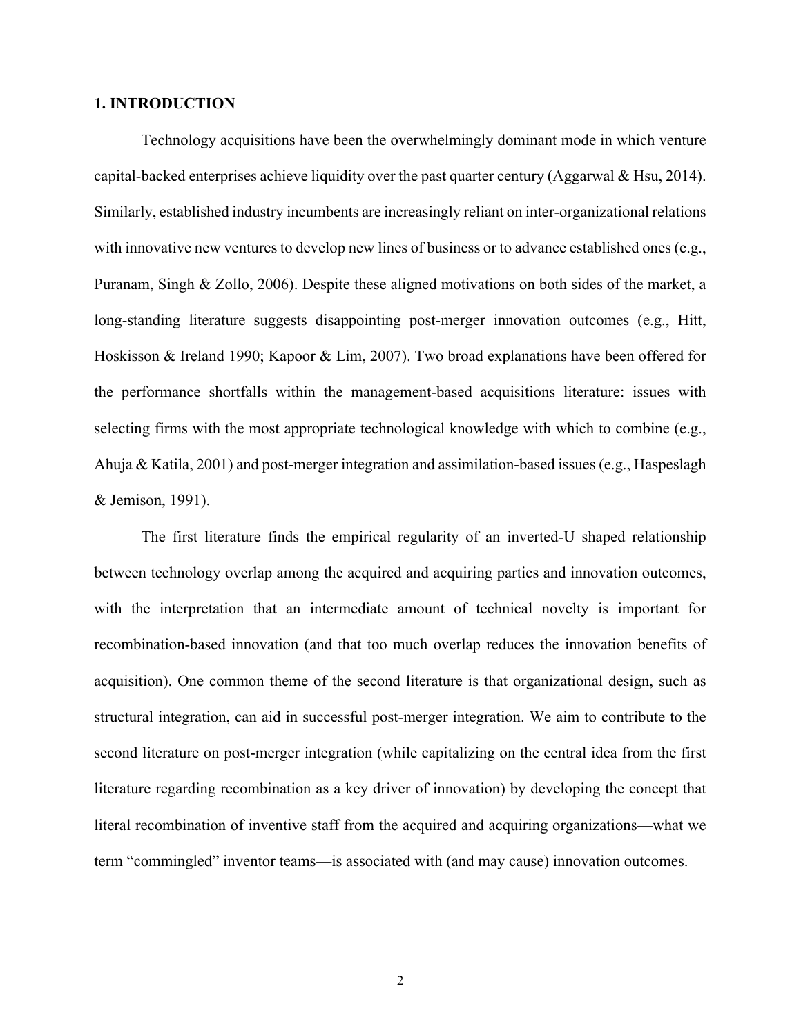## 1. INTRODUCTION

Technology acquisitions have been the overwhelmingly dominant mode in which venture capital-backed enterprises achieve liquidity over the past quarter century (Aggarwal & Hsu, 2014). Similarly, established industry incumbents are increasingly reliant on inter-organizational relations with innovative new ventures to develop new lines of business or to advance established ones (e.g., Puranam, Singh & Zollo, 2006). Despite these aligned motivations on both sides of the market, a long-standing literature suggests disappointing post-merger innovation outcomes (e.g., Hitt, Hoskisson & Ireland 1990; Kapoor & Lim, 2007). Two broad explanations have been offered for the performance shortfalls within the management-based acquisitions literature: issues with selecting firms with the most appropriate technological knowledge with which to combine (e.g., Ahuja & Katila, 2001) and post-merger integration and assimilation-based issues (e.g., Haspeslagh & Jemison, 1991).

The first literature finds the empirical regularity of an inverted-U shaped relationship between technology overlap among the acquired and acquiring parties and innovation outcomes, with the interpretation that an intermediate amount of technical novelty is important for recombination-based innovation (and that too much overlap reduces the innovation benefits of acquisition). One common theme of the second literature is that organizational design, such as structural integration, can aid in successful post-merger integration. We aim to contribute to the second literature on post-merger integration (while capitalizing on the central idea from the first literature regarding recombination as a key driver of innovation) by developing the concept that literal recombination of inventive staff from the acquired and acquiring organizations—what we term "commingled" inventor teams—is associated with (and may cause) innovation outcomes.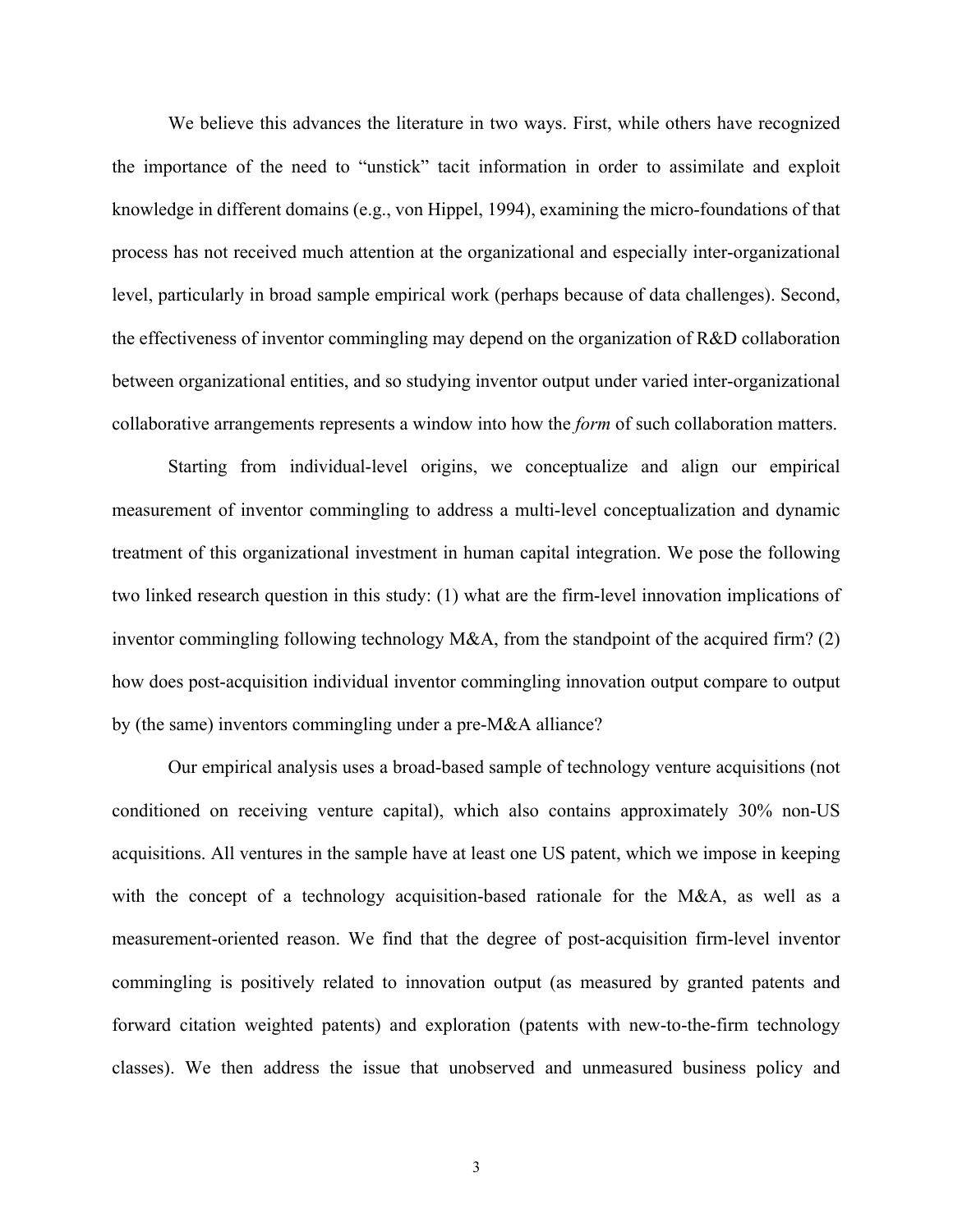We believe this advances the literature in two ways. First, while others have recognized the importance of the need to "unstick" tacit information in order to assimilate and exploit knowledge in different domains (e.g., von Hippel, 1994), examining the micro-foundations of that process has not received much attention at the organizational and especially inter-organizational level, particularly in broad sample empirical work (perhaps because of data challenges). Second, the effectiveness of inventor commingling may depend on the organization of R&D collaboration between organizational entities, and so studying inventor output under varied inter-organizational collaborative arrangements represents a window into how the *form* of such collaboration matters.

Starting from individual-level origins, we conceptualize and align our empirical measurement of inventor commingling to address a multi-level conceptualization and dynamic treatment of this organizational investment in human capital integration. We pose the following two linked research question in this study: (1) what are the firm-level innovation implications of inventor commingling following technology M&A, from the standpoint of the acquired firm? (2) how does post-acquisition individual inventor commingling innovation output compare to output by (the same) inventors commingling under a pre-M&A alliance?

Our empirical analysis uses a broad-based sample of technology venture acquisitions (not conditioned on receiving venture capital), which also contains approximately 30% non-US acquisitions. All ventures in the sample have at least one US patent, which we impose in keeping with the concept of a technology acquisition-based rationale for the M&A, as well as a measurement-oriented reason. We find that the degree of post-acquisition firm-level inventor commingling is positively related to innovation output (as measured by granted patents and forward citation weighted patents) and exploration (patents with new-to-the-firm technology classes). We then address the issue that unobserved and unmeasured business policy and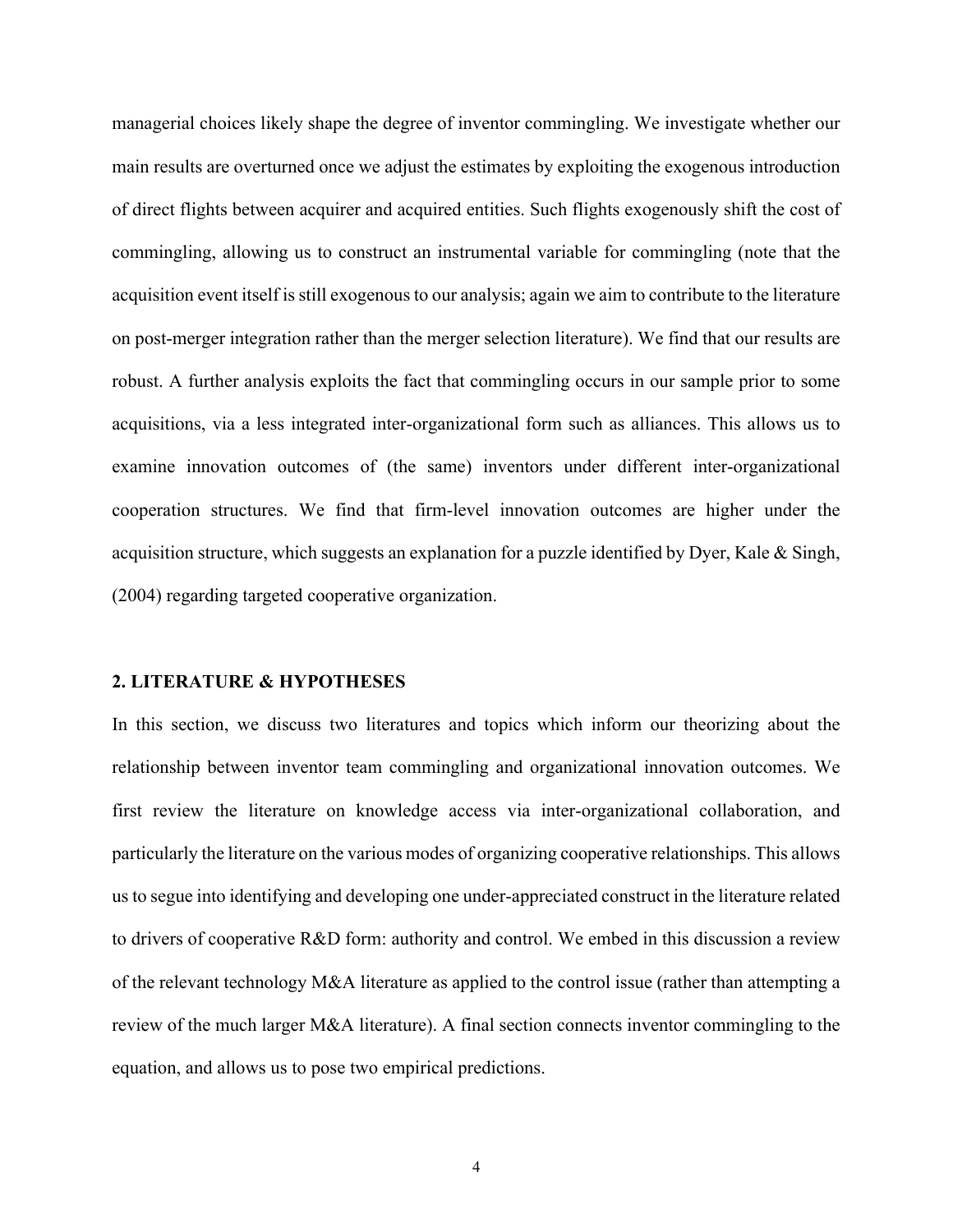managerial choices likely shape the degree of inventor commingling. We investigate whether our main results are overturned once we adjust the estimates by exploiting the exogenous introduction of direct flights between acquirer and acquired entities. Such flights exogenously shift the cost of commingling, allowing us to construct an instrumental variable for commingling (note that the acquisition event itself is still exogenous to our analysis; again we aim to contribute to the literature on post-merger integration rather than the merger selection literature). We find that our results are robust. A further analysis exploits the fact that commingling occurs in our sample prior to some acquisitions, via a less integrated inter-organizational form such as alliances. This allows us to examine innovation outcomes of (the same) inventors under different inter-organizational cooperation structures. We find that firm-level innovation outcomes are higher under the acquisition structure, which suggests an explanation for a puzzle identified by Dyer, Kale & Singh, (2004) regarding targeted cooperative organization.

## 2. LITERATURE & HYPOTHESES

In this section, we discuss two literatures and topics which inform our theorizing about the relationship between inventor team commingling and organizational innovation outcomes. We first review the literature on knowledge access via inter-organizational collaboration, and particularly the literature on the various modes of organizing cooperative relationships. This allows us to segue into identifying and developing one under-appreciated construct in the literature related to drivers of cooperative R&D form: authority and control. We embed in this discussion a review of the relevant technology M&A literature as applied to the control issue (rather than attempting a review of the much larger M&A literature). A final section connects inventor commingling to the equation, and allows us to pose two empirical predictions.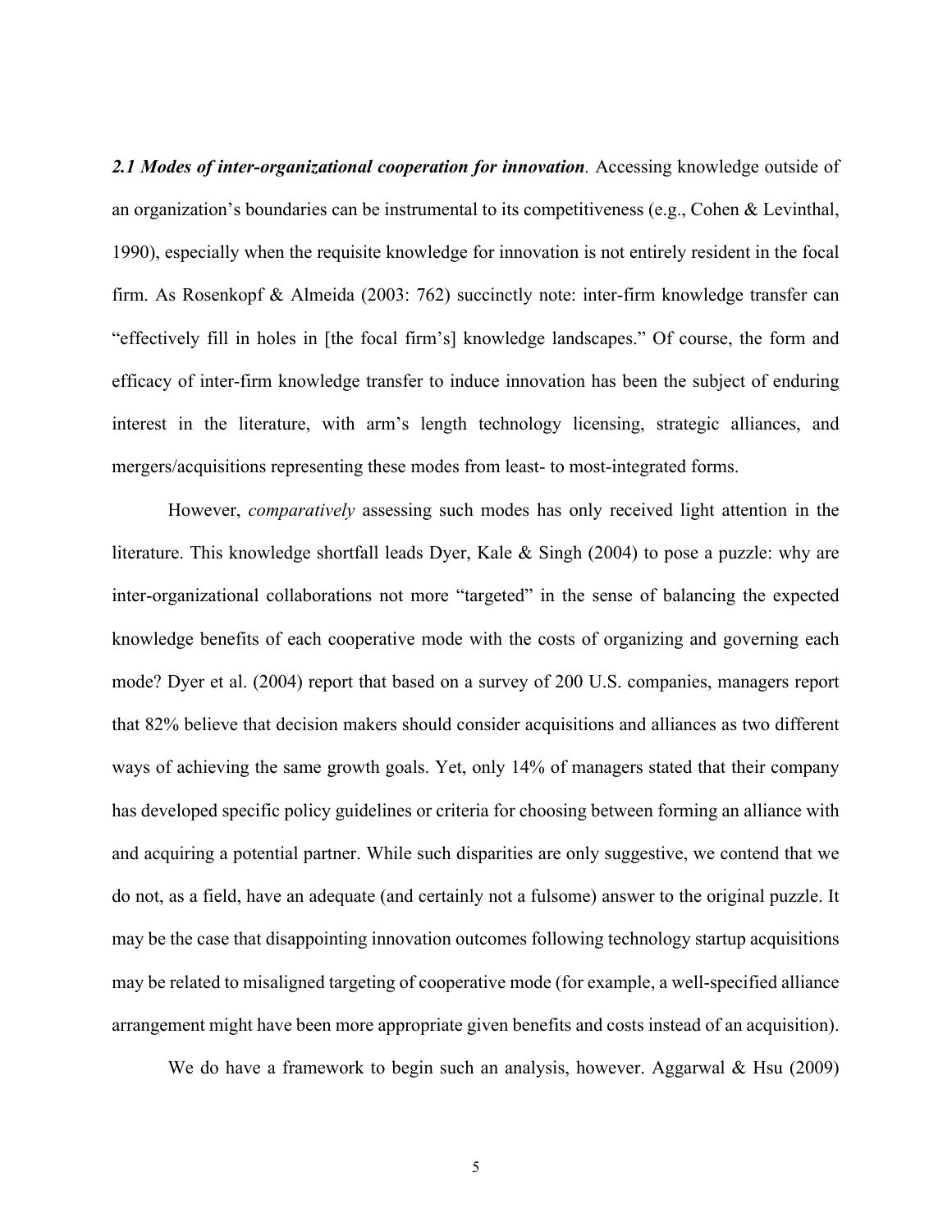***2.1 Modes of inter-organizational cooperation for innovation***. Accessing knowledge outside of an organization's boundaries can be instrumental to its competitiveness (e.g., Cohen & Levinthal, 1990), especially when the requisite knowledge for innovation is not entirely resident in the focal firm. As Rosenkopf & Almeida (2003: 762) succinctly note: inter-firm knowledge transfer can "effectively fill in holes in [the focal firm's] knowledge landscapes." Of course, the form and efficacy of inter-firm knowledge transfer to induce innovation has been the subject of enduring interest in the literature, with arm's length technology licensing, strategic alliances, and mergers/acquisitions representing these modes from least- to most-integrated forms.

However, *comparatively* assessing such modes has only received light attention in the literature. This knowledge shortfall leads Dyer, Kale & Singh (2004) to pose a puzzle: why are inter-organizational collaborations not more "targeted" in the sense of balancing the expected knowledge benefits of each cooperative mode with the costs of organizing and governing each mode? Dyer et al. (2004) report that based on a survey of 200 U.S. companies, managers report that 82% believe that decision makers should consider acquisitions and alliances as two different ways of achieving the same growth goals. Yet, only 14% of managers stated that their company has developed specific policy guidelines or criteria for choosing between forming an alliance with and acquiring a potential partner. While such disparities are only suggestive, we contend that we do not, as a field, have an adequate (and certainly not a fulsome) answer to the original puzzle. It may be the case that disappointing innovation outcomes following technology startup acquisitions may be related to misaligned targeting of cooperative mode (for example, a well-specified alliance arrangement might have been more appropriate given benefits and costs instead of an acquisition).

We do have a framework to begin such an analysis, however. Aggarwal & Hsu (2009)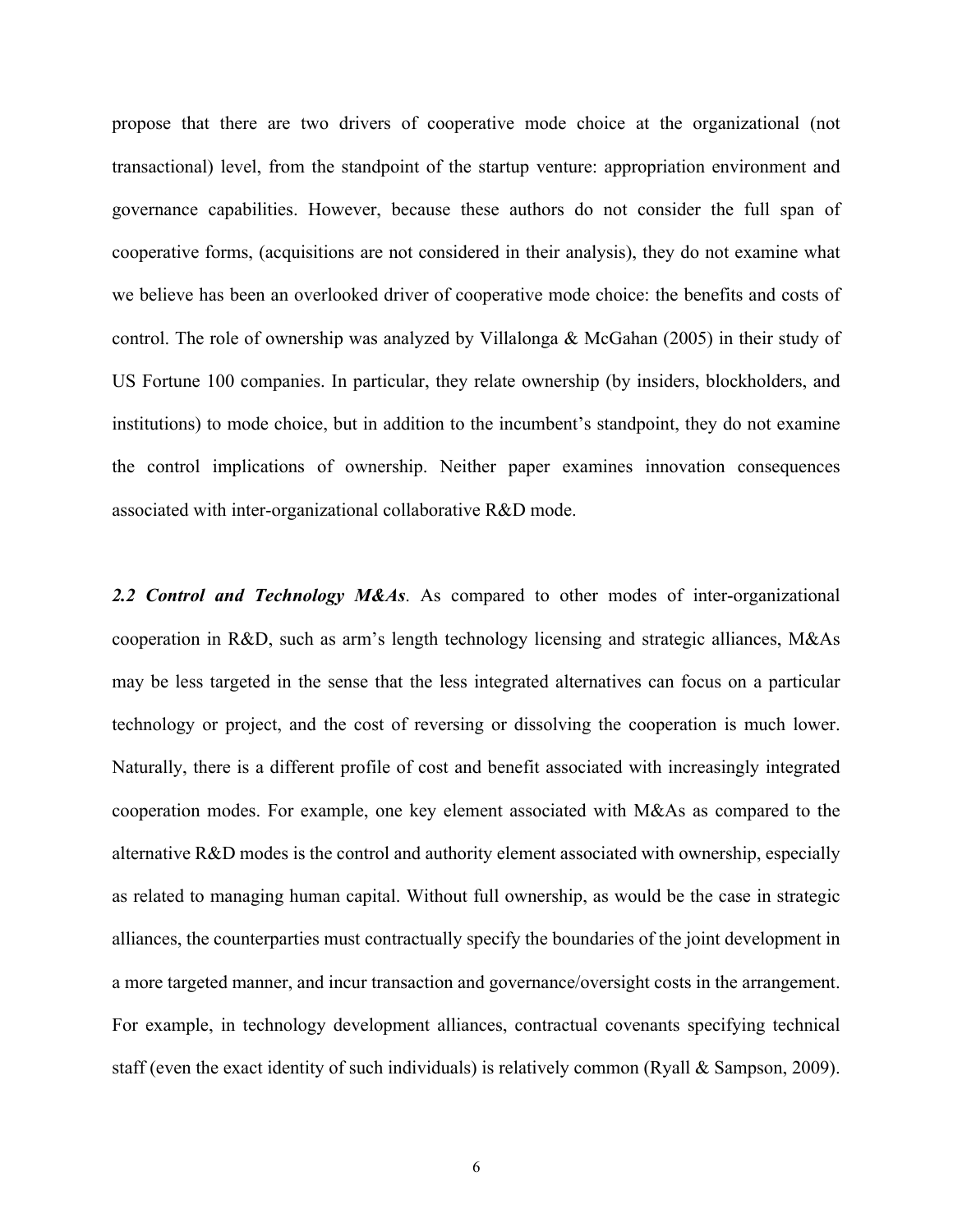propose that there are two drivers of cooperative mode choice at the organizational (not transactional) level, from the standpoint of the startup venture: appropriation environment and governance capabilities. However, because these authors do not consider the full span of cooperative forms, (acquisitions are not considered in their analysis), they do not examine what we believe has been an overlooked driver of cooperative mode choice: the benefits and costs of control. The role of ownership was analyzed by Villalonga & McGahan (2005) in their study of US Fortune 100 companies. In particular, they relate ownership (by insiders, blockholders, and institutions) to mode choice, but in addition to the incumbent's standpoint, they do not examine the control implications of ownership. Neither paper examines innovation consequences associated with inter-organizational collaborative R&D mode.

***2.2 Control and Technology M&As***. As compared to other modes of inter-organizational cooperation in R&D, such as arm's length technology licensing and strategic alliances, M&As may be less targeted in the sense that the less integrated alternatives can focus on a particular technology or project, and the cost of reversing or dissolving the cooperation is much lower. Naturally, there is a different profile of cost and benefit associated with increasingly integrated cooperation modes. For example, one key element associated with M&As as compared to the alternative R&D modes is the control and authority element associated with ownership, especially as related to managing human capital. Without full ownership, as would be the case in strategic alliances, the counterparties must contractually specify the boundaries of the joint development in a more targeted manner, and incur transaction and governance/oversight costs in the arrangement. For example, in technology development alliances, contractual covenants specifying technical staff (even the exact identity of such individuals) is relatively common (Ryall & Sampson, 2009).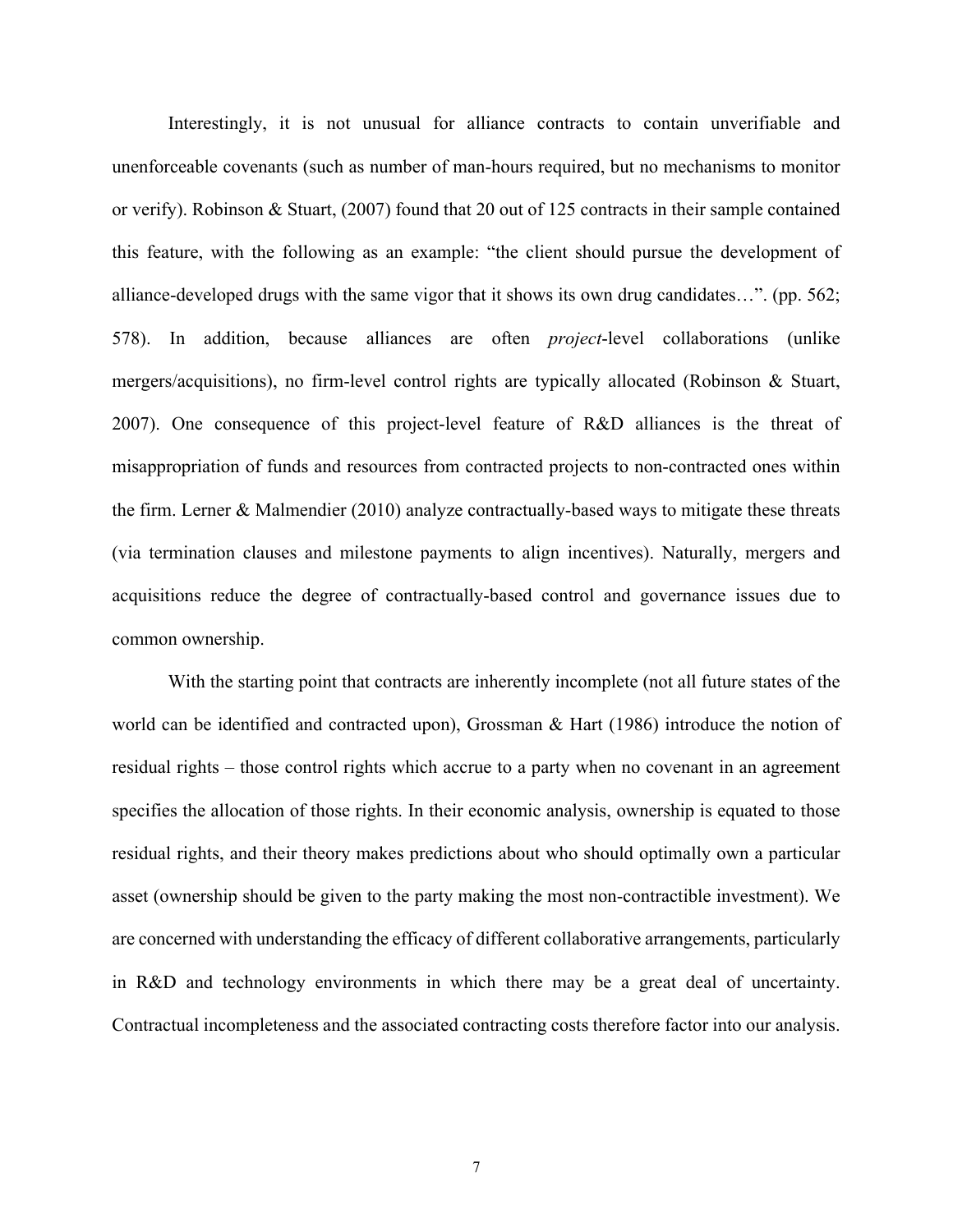Interestingly, it is not unusual for alliance contracts to contain unverifiable and unenforceable covenants (such as number of man-hours required, but no mechanisms to monitor or verify). Robinson & Stuart, (2007) found that 20 out of 125 contracts in their sample contained this feature, with the following as an example: "the client should pursue the development of alliance-developed drugs with the same vigor that it shows its own drug candidates…". (pp. 562; 578). In addition, because alliances are often *project*-level collaborations (unlike mergers/acquisitions), no firm-level control rights are typically allocated (Robinson & Stuart, 2007). One consequence of this project-level feature of R&D alliances is the threat of misappropriation of funds and resources from contracted projects to non-contracted ones within the firm. Lerner & Malmendier (2010) analyze contractually-based ways to mitigate these threats (via termination clauses and milestone payments to align incentives). Naturally, mergers and acquisitions reduce the degree of contractually-based control and governance issues due to common ownership.

With the starting point that contracts are inherently incomplete (not all future states of the world can be identified and contracted upon), Grossman & Hart (1986) introduce the notion of residual rights – those control rights which accrue to a party when no covenant in an agreement specifies the allocation of those rights. In their economic analysis, ownership is equated to those residual rights, and their theory makes predictions about who should optimally own a particular asset (ownership should be given to the party making the most non-contractible investment). We are concerned with understanding the efficacy of different collaborative arrangements, particularly in R&D and technology environments in which there may be a great deal of uncertainty. Contractual incompleteness and the associated contracting costs therefore factor into our analysis.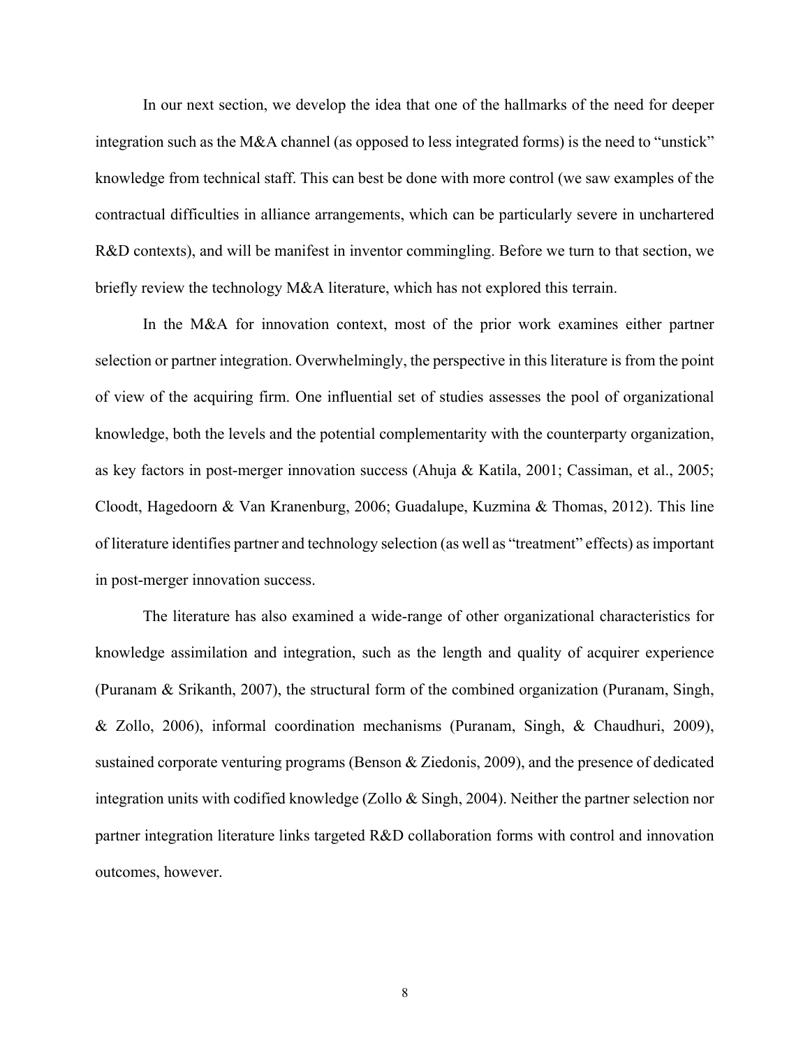In our next section, we develop the idea that one of the hallmarks of the need for deeper integration such as the M&A channel (as opposed to less integrated forms) is the need to "unstick" knowledge from technical staff. This can best be done with more control (we saw examples of the contractual difficulties in alliance arrangements, which can be particularly severe in unchartered R&D contexts), and will be manifest in inventor commingling. Before we turn to that section, we briefly review the technology M&A literature, which has not explored this terrain.

In the M&A for innovation context, most of the prior work examines either partner selection or partner integration. Overwhelmingly, the perspective in this literature is from the point of view of the acquiring firm. One influential set of studies assesses the pool of organizational knowledge, both the levels and the potential complementarity with the counterparty organization, as key factors in post-merger innovation success (Ahuja & Katila, 2001; Cassiman, et al., 2005; Cloodt, Hagedoorn & Van Kranenburg, 2006; Guadalupe, Kuzmina & Thomas, 2012). This line of literature identifies partner and technology selection (as well as "treatment" effects) as important in post-merger innovation success.

The literature has also examined a wide-range of other organizational characteristics for knowledge assimilation and integration, such as the length and quality of acquirer experience (Puranam & Srikanth, 2007), the structural form of the combined organization (Puranam, Singh, & Zollo, 2006), informal coordination mechanisms (Puranam, Singh, & Chaudhuri, 2009), sustained corporate venturing programs (Benson & Ziedonis, 2009), and the presence of dedicated integration units with codified knowledge (Zollo & Singh, 2004). Neither the partner selection nor partner integration literature links targeted R&D collaboration forms with control and innovation outcomes, however.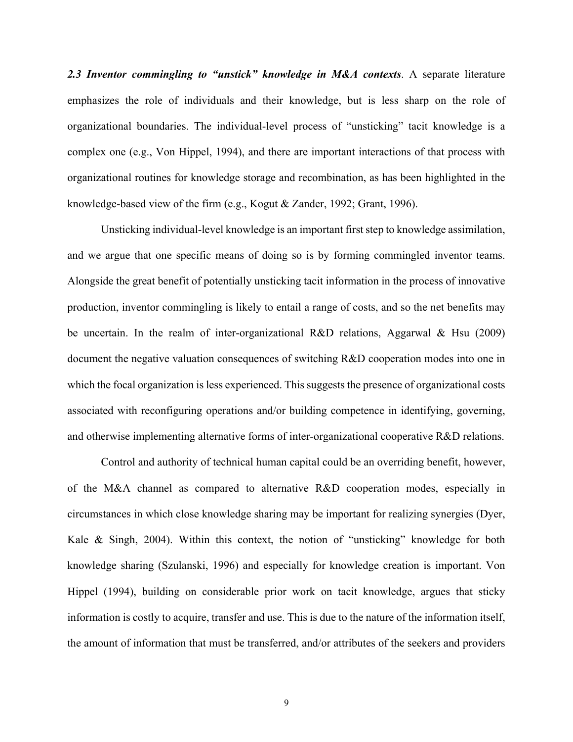***2.3 Inventor commingling to "unstick" knowledge in M&A contexts***. A separate literature emphasizes the role of individuals and their knowledge, but is less sharp on the role of organizational boundaries. The individual-level process of "unsticking" tacit knowledge is a complex one (e.g., Von Hippel, 1994), and there are important interactions of that process with organizational routines for knowledge storage and recombination, as has been highlighted in the knowledge-based view of the firm (e.g., Kogut & Zander, 1992; Grant, 1996).

Unsticking individual-level knowledge is an important first step to knowledge assimilation, and we argue that one specific means of doing so is by forming commingled inventor teams. Alongside the great benefit of potentially unsticking tacit information in the process of innovative production, inventor commingling is likely to entail a range of costs, and so the net benefits may be uncertain. In the realm of inter-organizational R&D relations, Aggarwal & Hsu (2009) document the negative valuation consequences of switching R&D cooperation modes into one in which the focal organization is less experienced. This suggests the presence of organizational costs associated with reconfiguring operations and/or building competence in identifying, governing, and otherwise implementing alternative forms of inter-organizational cooperative R&D relations.

Control and authority of technical human capital could be an overriding benefit, however, of the M&A channel as compared to alternative R&D cooperation modes, especially in circumstances in which close knowledge sharing may be important for realizing synergies (Dyer, Kale & Singh, 2004). Within this context, the notion of "unsticking" knowledge for both knowledge sharing (Szulanski, 1996) and especially for knowledge creation is important. Von Hippel (1994), building on considerable prior work on tacit knowledge, argues that sticky information is costly to acquire, transfer and use. This is due to the nature of the information itself, the amount of information that must be transferred, and/or attributes of the seekers and providers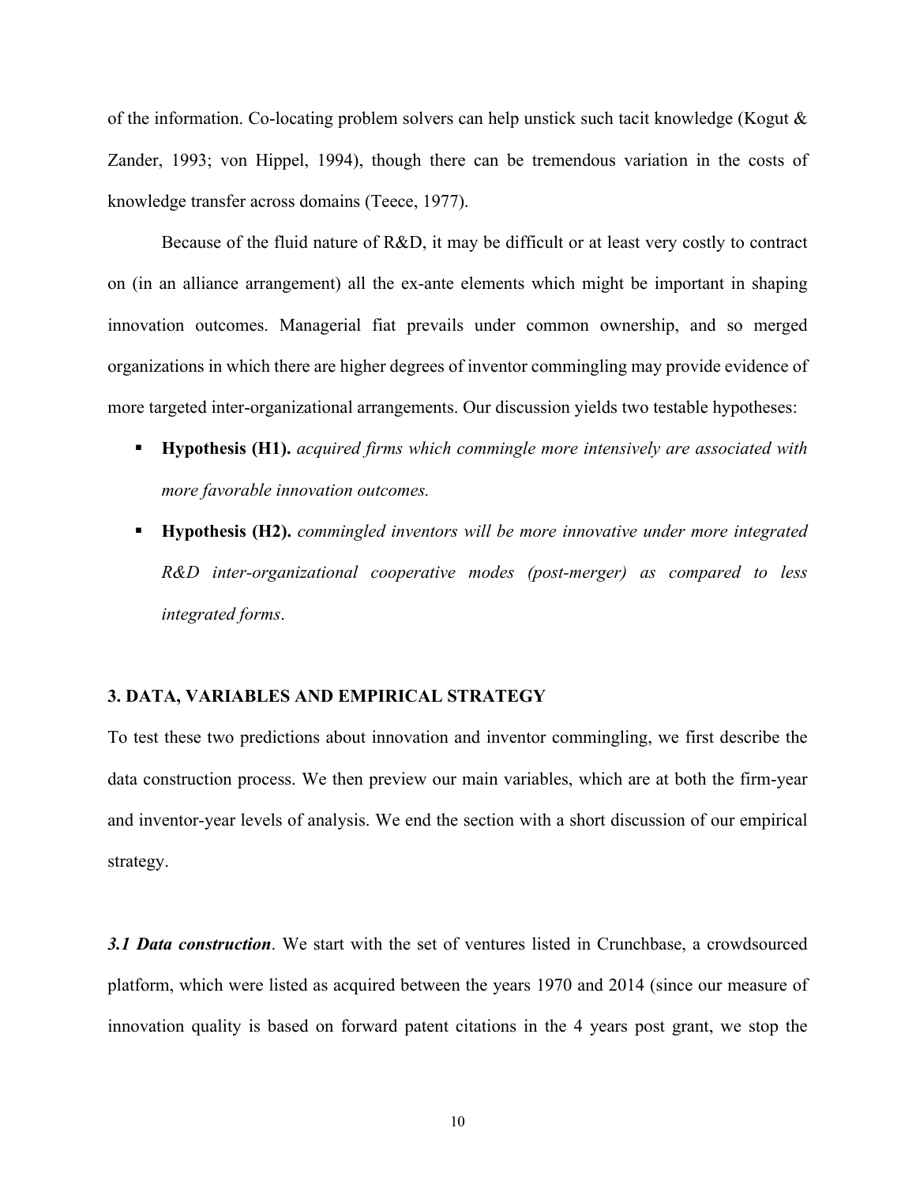of the information. Co-locating problem solvers can help unstick such tacit knowledge (Kogut & Zander, 1993; von Hippel, 1994), though there can be tremendous variation in the costs of knowledge transfer across domains (Teece, 1977).

Because of the fluid nature of R&D, it may be difficult or at least very costly to contract on (in an alliance arrangement) all the ex-ante elements which might be important in shaping innovation outcomes. Managerial fiat prevails under common ownership, and so merged organizations in which there are higher degrees of inventor commingling may provide evidence of more targeted inter-organizational arrangements. Our discussion yields two testable hypotheses:

- **Hypothesis (H1).** *acquired firms which commingle more intensively are associated with more favorable innovation outcomes.*
- **Hypothesis (H2).** *commingled inventors will be more innovative under more integrated R&D inter-organizational cooperative modes (post-merger) as compared to less integrated forms*.

## 3. DATA, VARIABLES AND EMPIRICAL STRATEGY

To test these two predictions about innovation and inventor commingling, we first describe the data construction process. We then preview our main variables, which are at both the firm-year and inventor-year levels of analysis. We end the section with a short discussion of our empirical strategy.

***3.1 Data construction***. We start with the set of ventures listed in Crunchbase, a crowdsourced platform, which were listed as acquired between the years 1970 and 2014 (since our measure of innovation quality is based on forward patent citations in the 4 years post grant, we stop the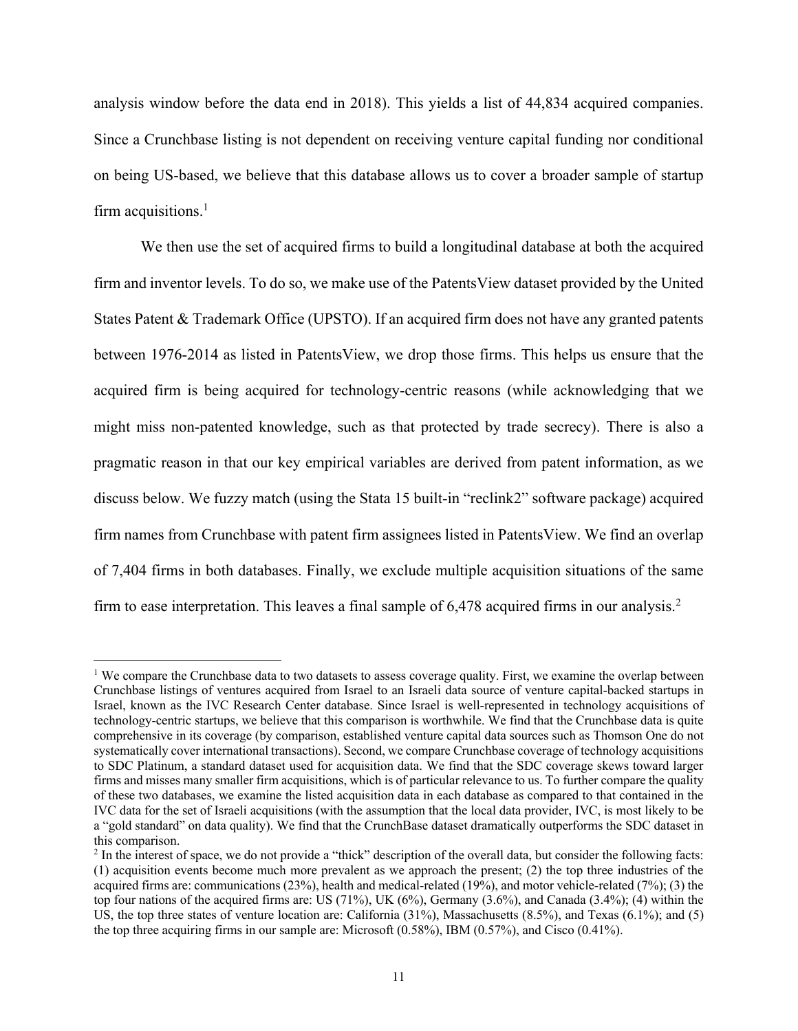analysis window before the data end in 2018). This yields a list of 44,834 acquired companies. Since a Crunchbase listing is not dependent on receiving venture capital funding nor conditional on being US-based, we believe that this database allows us to cover a broader sample of startup firm acquisitions.[1]

We then use the set of acquired firms to build a longitudinal database at both the acquired firm and inventor levels. To do so, we make use of the PatentsView dataset provided by the United States Patent & Trademark Office (UPSTO). If an acquired firm does not have any granted patents between 1976-2014 as listed in PatentsView, we drop those firms. This helps us ensure that the acquired firm is being acquired for technology-centric reasons (while acknowledging that we might miss non-patented knowledge, such as that protected by trade secrecy). There is also a pragmatic reason in that our key empirical variables are derived from patent information, as we discuss below. We fuzzy match (using the Stata 15 built-in "reclink2" software package) acquired firm names from Crunchbase with patent firm assignees listed in PatentsView. We find an overlap of 7,404 firms in both databases. Finally, we exclude multiple acquisition situations of the same firm to ease interpretation. This leaves a final sample of 6,478 acquired firms in our analysis.[2]

---

[1] We compare the Crunchbase data to two datasets to assess coverage quality. First, we examine the overlap between Crunchbase listings of ventures acquired from Israel to an Israeli data source of venture capital-backed startups in Israel, known as the IVC Research Center database. Since Israel is well-represented in technology acquisitions of technology-centric startups, we believe that this comparison is worthwhile. We find that the Crunchbase data is quite comprehensive in its coverage (by comparison, established venture capital data sources such as Thomson One do not systematically cover international transactions). Second, we compare Crunchbase coverage of technology acquisitions to SDC Platinum, a standard dataset used for acquisition data. We find that the SDC coverage skews toward larger firms and misses many smaller firm acquisitions, which is of particular relevance to us. To further compare the quality of these two databases, we examine the listed acquisition data in each database as compared to that contained in the IVC data for the set of Israeli acquisitions (with the assumption that the local data provider, IVC, is most likely to be a "gold standard" on data quality). We find that the CrunchBase dataset dramatically outperforms the SDC dataset in this comparison.

[2] In the interest of space, we do not provide a "thick" description of the overall data, but consider the following facts: (1) acquisition events become much more prevalent as we approach the present; (2) the top three industries of the acquired firms are: communications (23%), health and medical-related (19%), and motor vehicle-related (7%); (3) the top four nations of the acquired firms are: US (71%), UK (6%), Germany (3.6%), and Canada (3.4%); (4) within the US, the top three states of venture location are: California (31%), Massachusetts (8.5%), and Texas (6.1%); and (5) the top three acquiring firms in our sample are: Microsoft (0.58%), IBM (0.57%), and Cisco (0.41%).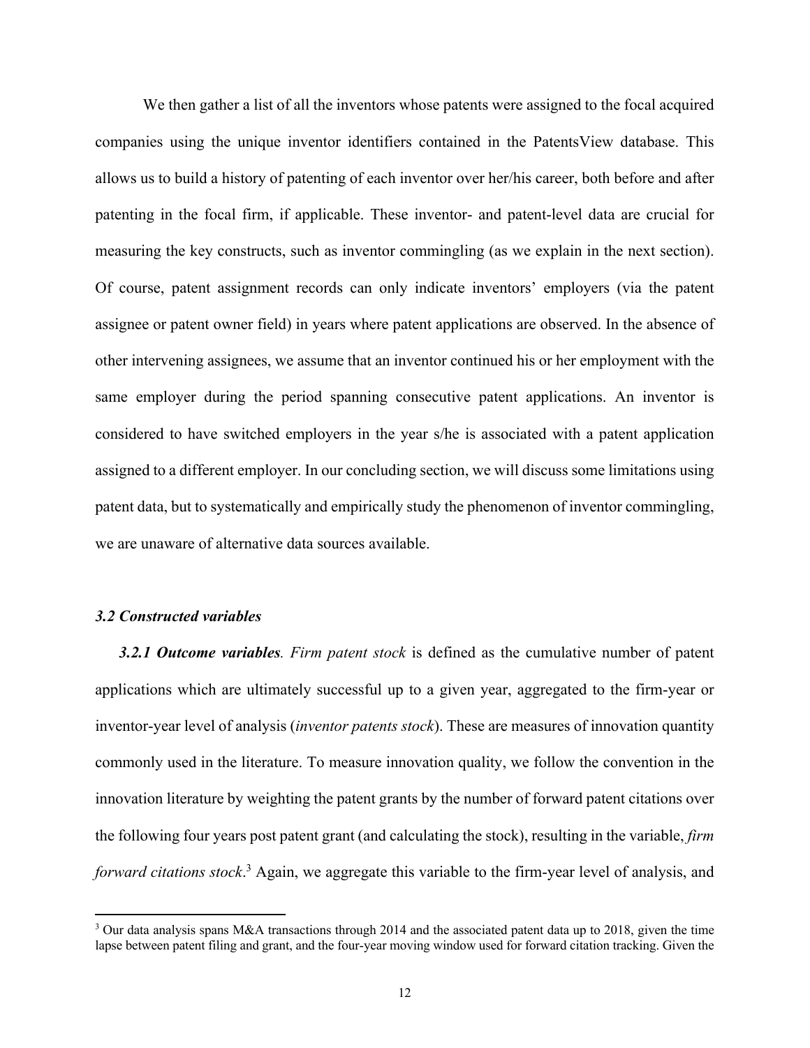We then gather a list of all the inventors whose patents were assigned to the focal acquired companies using the unique inventor identifiers contained in the PatentsView database. This allows us to build a history of patenting of each inventor over her/his career, both before and after patenting in the focal firm, if applicable. These inventor- and patent-level data are crucial for measuring the key constructs, such as inventor commingling (as we explain in the next section). Of course, patent assignment records can only indicate inventors' employers (via the patent assignee or patent owner field) in years where patent applications are observed. In the absence of other intervening assignees, we assume that an inventor continued his or her employment with the same employer during the period spanning consecutive patent applications. An inventor is considered to have switched employers in the year s/he is associated with a patent application assigned to a different employer. In our concluding section, we will discuss some limitations using patent data, but to systematically and empirically study the phenomenon of inventor commingling, we are unaware of alternative data sources available.

### *3.2 Constructed variables*

***3.2.1 Outcome variables****.* *Firm patent stock* is defined as the cumulative number of patent applications which are ultimately successful up to a given year, aggregated to the firm-year or inventor-year level of analysis (*inventor patents stock*). These are measures of innovation quantity commonly used in the literature. To measure innovation quality, we follow the convention in the innovation literature by weighting the patent grants by the number of forward patent citations over the following four years post patent grant (and calculating the stock), resulting in the variable, *firm forward citations stock*.[3] Again, we aggregate this variable to the firm-year level of analysis, and

[3] Our data analysis spans M&A transactions through 2014 and the associated patent data up to 2018, given the time lapse between patent filing and grant, and the four-year moving window used for forward citation tracking. Given the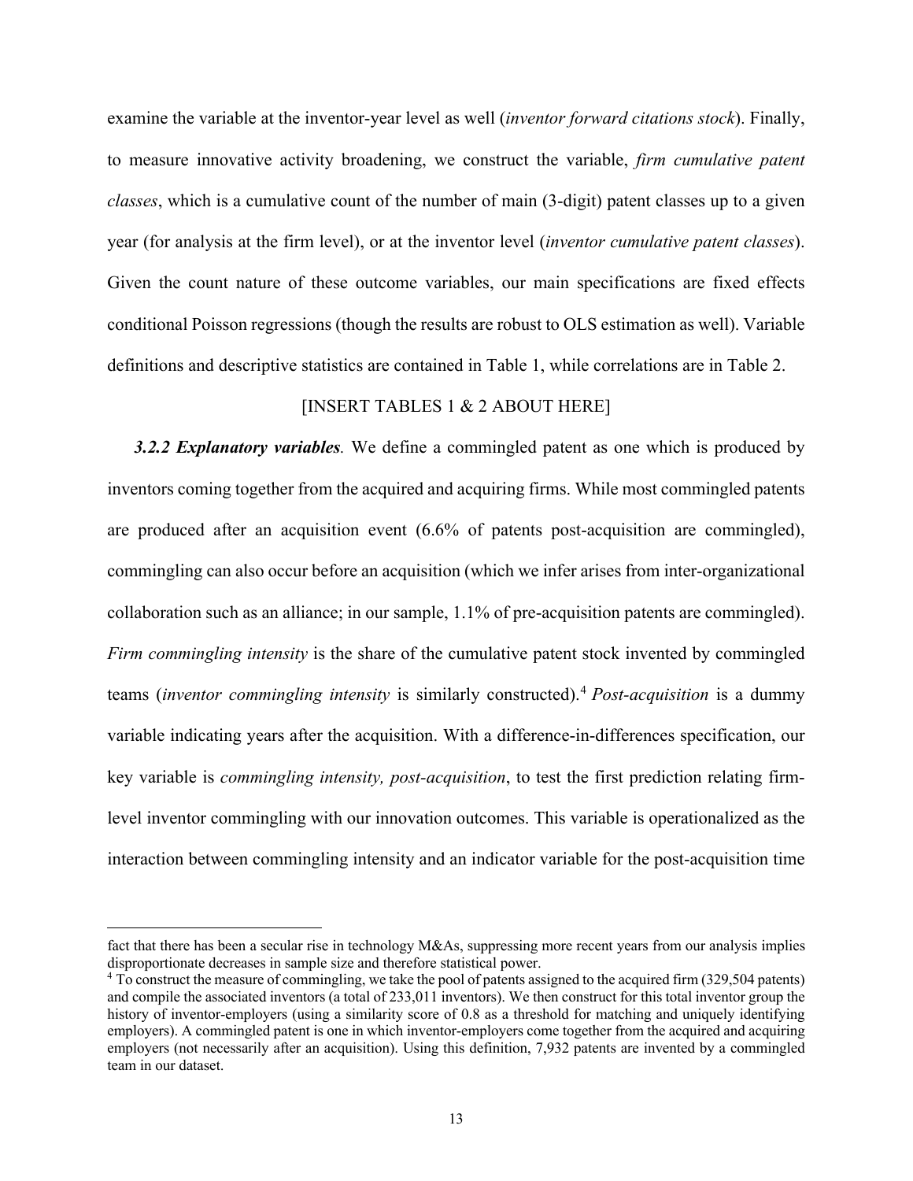examine the variable at the inventor-year level as well (*inventor forward citations stock*). Finally, to measure innovative activity broadening, we construct the variable, *firm cumulative patent classes*, which is a cumulative count of the number of main (3-digit) patent classes up to a given year (for analysis at the firm level), or at the inventor level (*inventor cumulative patent classes*). Given the count nature of these outcome variables, our main specifications are fixed effects conditional Poisson regressions (though the results are robust to OLS estimation as well). Variable definitions and descriptive statistics are contained in Table 1, while correlations are in Table 2.

[INSERT TABLES 1 & 2 ABOUT HERE]

***3.2.2 Explanatory variables.*** We define a commingled patent as one which is produced by inventors coming together from the acquired and acquiring firms. While most commingled patents are produced after an acquisition event (6.6% of patents post-acquisition are commingled), commingling can also occur before an acquisition (which we infer arises from inter-organizational collaboration such as an alliance; in our sample, 1.1% of pre-acquisition patents are commingled). *Firm commingling intensity* is the share of the cumulative patent stock invented by commingled teams (*inventor commingling intensity* is similarly constructed).[4] *Post-acquisition* is a dummy variable indicating years after the acquisition. With a difference-in-differences specification, our key variable is *commingling intensity, post-acquisition*, to test the first prediction relating firm-level inventor commingling with our innovation outcomes. This variable is operationalized as the interaction between commingling intensity and an indicator variable for the post-acquisition time

---

fact that there has been a secular rise in technology M&As, suppressing more recent years from our analysis implies disproportionate decreases in sample size and therefore statistical power.

[4] To construct the measure of commingling, we take the pool of patents assigned to the acquired firm (329,504 patents) and compile the associated inventors (a total of 233,011 inventors). We then construct for this total inventor group the history of inventor-employers (using a similarity score of 0.8 as a threshold for matching and uniquely identifying employers). A commingled patent is one in which inventor-employers come together from the acquired and acquiring employers (not necessarily after an acquisition). Using this definition, 7,932 patents are invented by a commingled team in our dataset.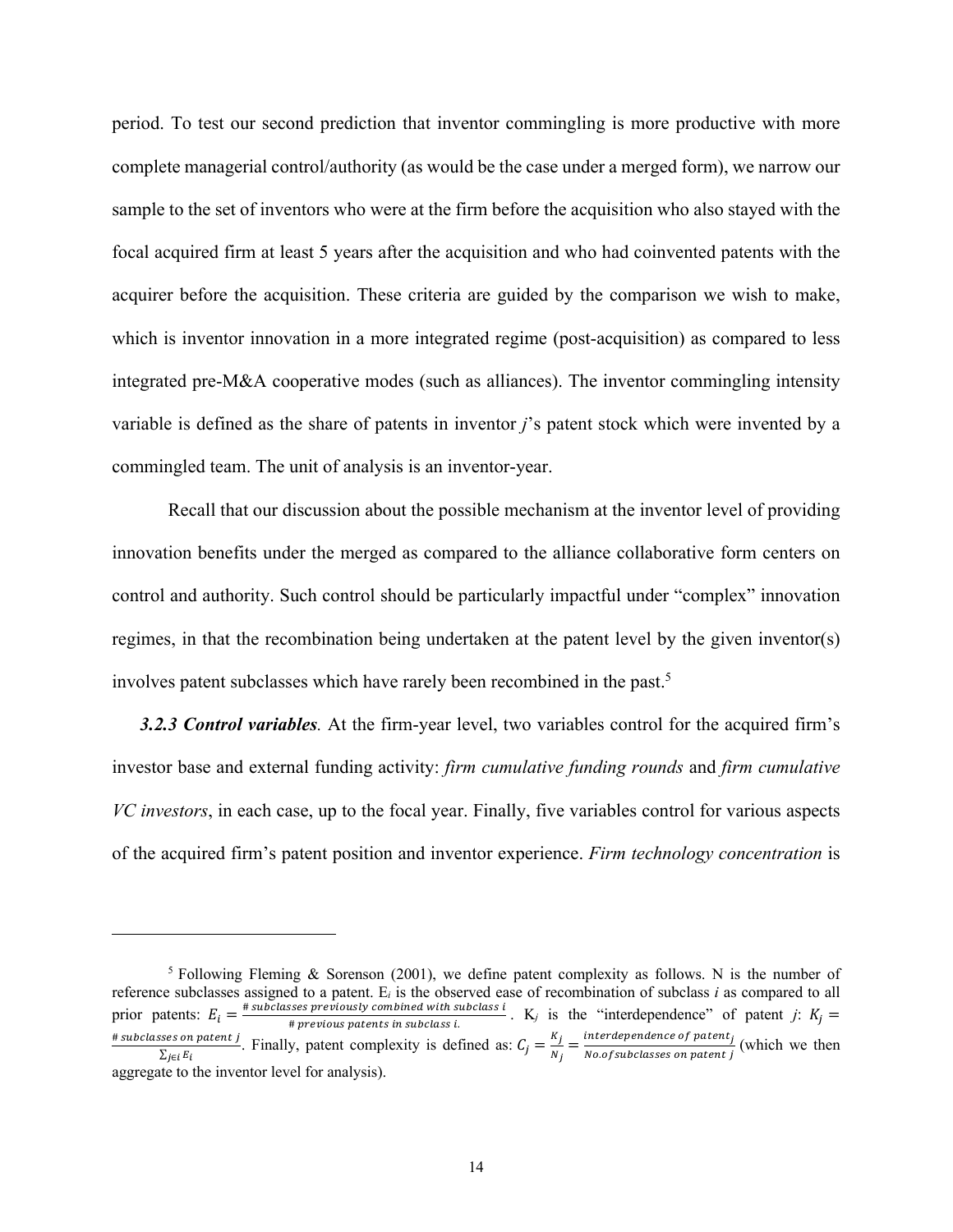period. To test our second prediction that inventor commingling is more productive with more complete managerial control/authority (as would be the case under a merged form), we narrow our sample to the set of inventors who were at the firm before the acquisition who also stayed with the focal acquired firm at least 5 years after the acquisition and who had coinvented patents with the acquirer before the acquisition. These criteria are guided by the comparison we wish to make, which is inventor innovation in a more integrated regime (post-acquisition) as compared to less integrated pre-M&A cooperative modes (such as alliances). The inventor commingling intensity variable is defined as the share of patents in inventor *j*'s patent stock which were invented by a commingled team. The unit of analysis is an inventor-year.

Recall that our discussion about the possible mechanism at the inventor level of providing innovation benefits under the merged as compared to the alliance collaborative form centers on control and authority. Such control should be particularly impactful under "complex" innovation regimes, in that the recombination being undertaken at the patent level by the given inventor(s) involves patent subclasses which have rarely been recombined in the past.[5]

***3.2.3 Control variables.*** At the firm-year level, two variables control for the acquired firm's investor base and external funding activity: *firm cumulative funding rounds* and *firm cumulative VC investors*, in each case, up to the focal year. Finally, five variables control for various aspects of the acquired firm's patent position and inventor experience. *Firm technology concentration* is

---

[5] Following Fleming & Sorenson (2001), we define patent complexity as follows. N is the number of reference subclasses assigned to a patent. $E_i$ is the observed ease of recombination of subclass *i* as compared to all prior patents: $E_i = \frac{\#\, subclasses\ previously\ combined\ with\ subclass\ i}{\#\, previous\ patents\ in\ subclass\ i.}$. $K_j$ is the "interdependence" of patent *j*: $K_j = \frac{\#\, subclasses\ on\ patent\ j}{\sum_{j \in i} E_i}$. Finally, patent complexity is defined as: $C_j = \frac{K_j}{N_j} = \frac{interdependence\ of\ patent_j}{No. of subclasses\ on\ patent\ j}$ (which we then aggregate to the inventor level for analysis).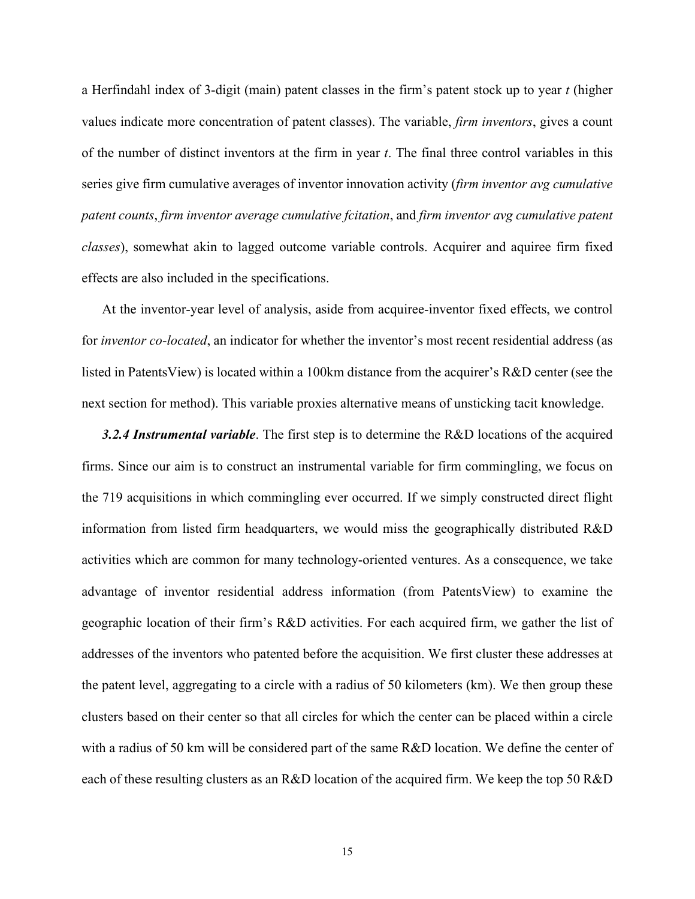a Herfindahl index of 3-digit (main) patent classes in the firm's patent stock up to year *t* (higher values indicate more concentration of patent classes). The variable, *firm inventors*, gives a count of the number of distinct inventors at the firm in year *t*. The final three control variables in this series give firm cumulative averages of inventor innovation activity (*firm inventor avg cumulative patent counts*, *firm inventor average cumulative fcitation*, and *firm inventor avg cumulative patent classes*), somewhat akin to lagged outcome variable controls. Acquirer and aquiree firm fixed effects are also included in the specifications.

At the inventor-year level of analysis, aside from acquiree-inventor fixed effects, we control for *inventor co-located*, an indicator for whether the inventor's most recent residential address (as listed in PatentsView) is located within a 100km distance from the acquirer's R&D center (see the next section for method). This variable proxies alternative means of unsticking tacit knowledge.

***3.2.4 Instrumental variable***. The first step is to determine the R&D locations of the acquired firms. Since our aim is to construct an instrumental variable for firm commingling, we focus on the 719 acquisitions in which commingling ever occurred. If we simply constructed direct flight information from listed firm headquarters, we would miss the geographically distributed R&D activities which are common for many technology-oriented ventures. As a consequence, we take advantage of inventor residential address information (from PatentsView) to examine the geographic location of their firm's R&D activities. For each acquired firm, we gather the list of addresses of the inventors who patented before the acquisition. We first cluster these addresses at the patent level, aggregating to a circle with a radius of 50 kilometers (km). We then group these clusters based on their center so that all circles for which the center can be placed within a circle with a radius of 50 km will be considered part of the same R&D location. We define the center of each of these resulting clusters as an R&D location of the acquired firm. We keep the top 50 R&D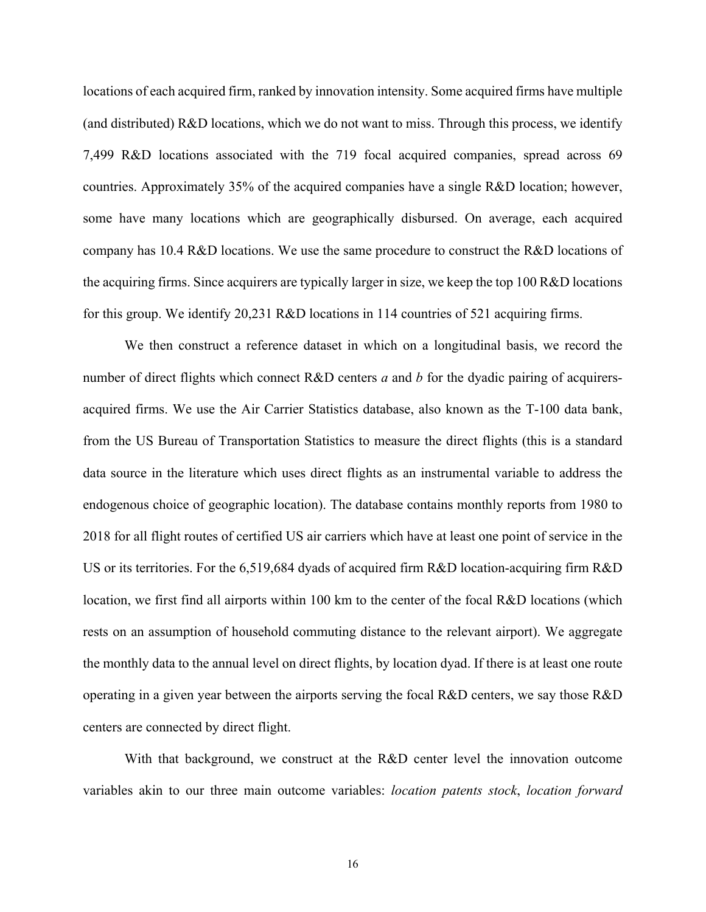locations of each acquired firm, ranked by innovation intensity. Some acquired firms have multiple (and distributed) R&D locations, which we do not want to miss. Through this process, we identify 7,499 R&D locations associated with the 719 focal acquired companies, spread across 69 countries. Approximately 35% of the acquired companies have a single R&D location; however, some have many locations which are geographically disbursed. On average, each acquired company has 10.4 R&D locations. We use the same procedure to construct the R&D locations of the acquiring firms. Since acquirers are typically larger in size, we keep the top 100 R&D locations for this group. We identify 20,231 R&D locations in 114 countries of 521 acquiring firms.

We then construct a reference dataset in which on a longitudinal basis, we record the number of direct flights which connect R&D centers *a* and *b* for the dyadic pairing of acquirers-acquired firms. We use the Air Carrier Statistics database, also known as the T-100 data bank, from the US Bureau of Transportation Statistics to measure the direct flights (this is a standard data source in the literature which uses direct flights as an instrumental variable to address the endogenous choice of geographic location). The database contains monthly reports from 1980 to 2018 for all flight routes of certified US air carriers which have at least one point of service in the US or its territories. For the 6,519,684 dyads of acquired firm R&D location-acquiring firm R&D location, we first find all airports within 100 km to the center of the focal R&D locations (which rests on an assumption of household commuting distance to the relevant airport). We aggregate the monthly data to the annual level on direct flights, by location dyad. If there is at least one route operating in a given year between the airports serving the focal R&D centers, we say those R&D centers are connected by direct flight.

With that background, we construct at the R&D center level the innovation outcome variables akin to our three main outcome variables: *location patents stock*, *location forward*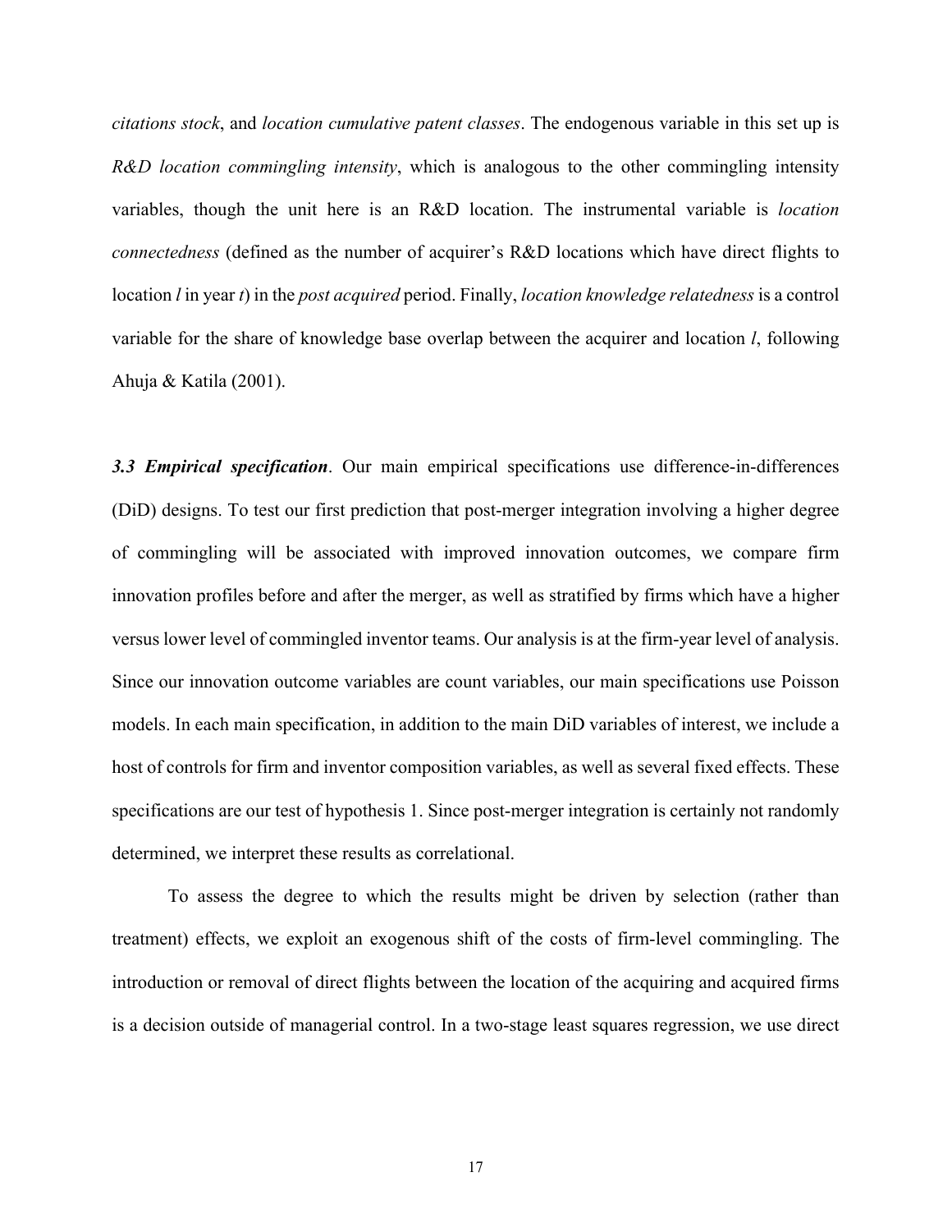*citations stock*, and *location cumulative patent classes*. The endogenous variable in this set up is *R&D location commingling intensity*, which is analogous to the other commingling intensity variables, though the unit here is an R&D location. The instrumental variable is *location connectedness* (defined as the number of acquirer's R&D locations which have direct flights to location $l$ in year $t$) in the *post acquired* period. Finally, *location knowledge relatedness* is a control variable for the share of knowledge base overlap between the acquirer and location $l$, following Ahuja & Katila (2001).

***3.3 Empirical specification***. Our main empirical specifications use difference-in-differences (DiD) designs. To test our first prediction that post-merger integration involving a higher degree of commingling will be associated with improved innovation outcomes, we compare firm innovation profiles before and after the merger, as well as stratified by firms which have a higher versus lower level of commingled inventor teams. Our analysis is at the firm-year level of analysis. Since our innovation outcome variables are count variables, our main specifications use Poisson models. In each main specification, in addition to the main DiD variables of interest, we include a host of controls for firm and inventor composition variables, as well as several fixed effects. These specifications are our test of hypothesis 1. Since post-merger integration is certainly not randomly determined, we interpret these results as correlational.

To assess the degree to which the results might be driven by selection (rather than treatment) effects, we exploit an exogenous shift of the costs of firm-level commingling. The introduction or removal of direct flights between the location of the acquiring and acquired firms is a decision outside of managerial control. In a two-stage least squares regression, we use direct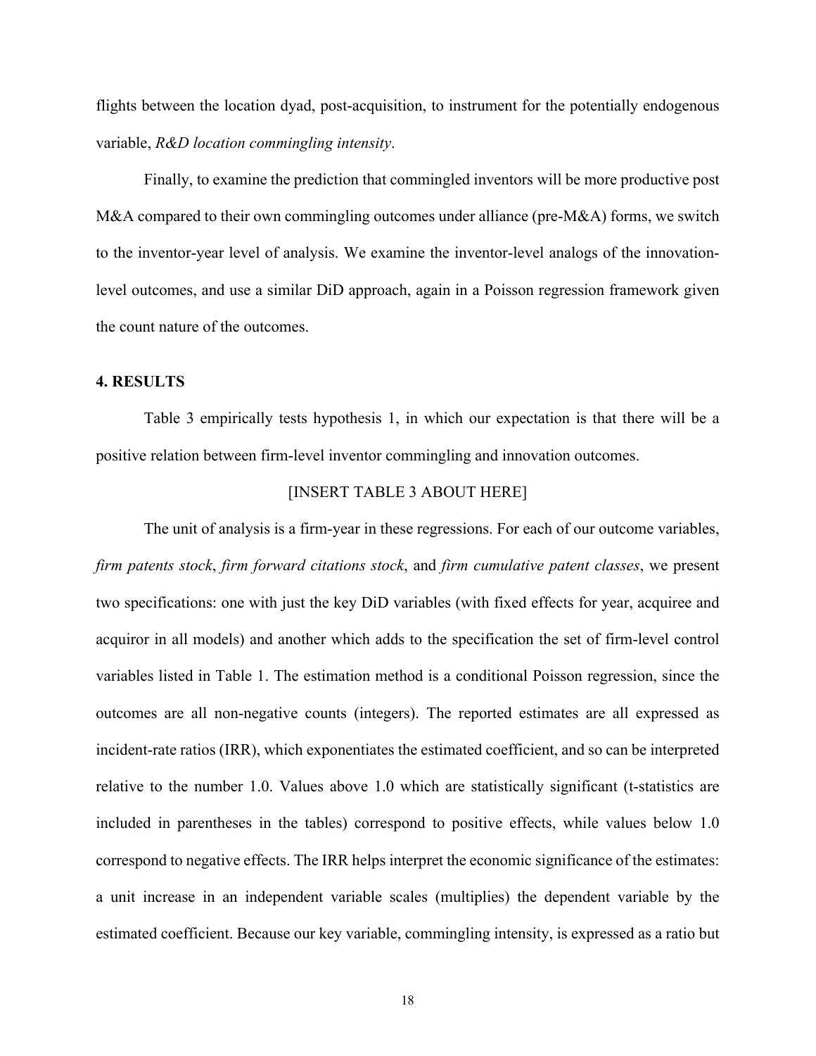flights between the location dyad, post-acquisition, to instrument for the potentially endogenous variable, *R&D location commingling intensity*.

Finally, to examine the prediction that commingled inventors will be more productive post M&A compared to their own commingling outcomes under alliance (pre-M&A) forms, we switch to the inventor-year level of analysis. We examine the inventor-level analogs of the innovation-level outcomes, and use a similar DiD approach, again in a Poisson regression framework given the count nature of the outcomes.

## 4. RESULTS

Table 3 empirically tests hypothesis 1, in which our expectation is that there will be a positive relation between firm-level inventor commingling and innovation outcomes.

[INSERT TABLE 3 ABOUT HERE]

The unit of analysis is a firm-year in these regressions. For each of our outcome variables, *firm patents stock*, *firm forward citations stock*, and *firm cumulative patent classes*, we present two specifications: one with just the key DiD variables (with fixed effects for year, acquiree and acquiror in all models) and another which adds to the specification the set of firm-level control variables listed in Table 1. The estimation method is a conditional Poisson regression, since the outcomes are all non-negative counts (integers). The reported estimates are all expressed as incident-rate ratios (IRR), which exponentiates the estimated coefficient, and so can be interpreted relative to the number 1.0. Values above 1.0 which are statistically significant (t-statistics are included in parentheses in the tables) correspond to positive effects, while values below 1.0 correspond to negative effects. The IRR helps interpret the economic significance of the estimates: a unit increase in an independent variable scales (multiplies) the dependent variable by the estimated coefficient. Because our key variable, commingling intensity, is expressed as a ratio but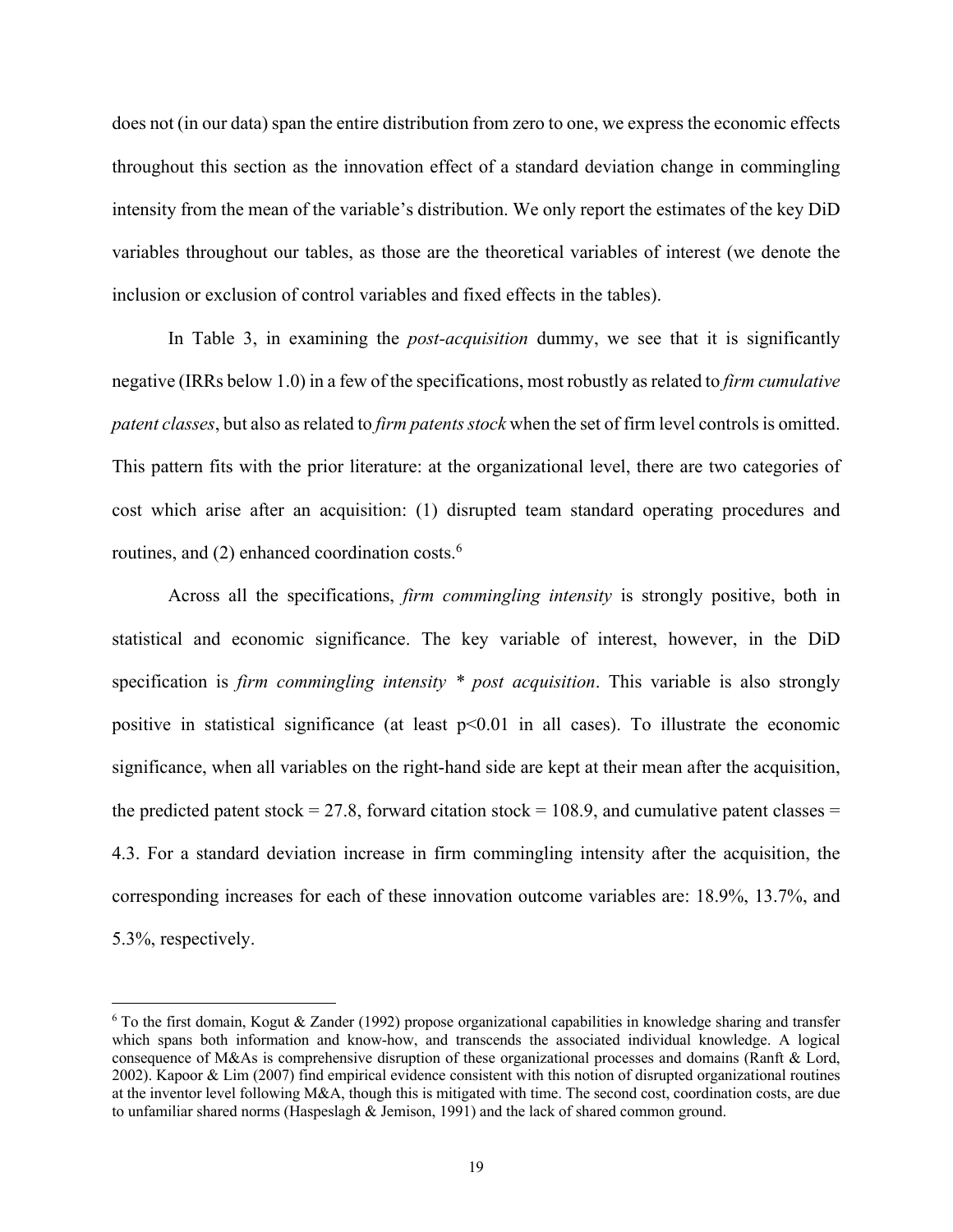does not (in our data) span the entire distribution from zero to one, we express the economic effects throughout this section as the innovation effect of a standard deviation change in commingling intensity from the mean of the variable's distribution. We only report the estimates of the key DiD variables throughout our tables, as those are the theoretical variables of interest (we denote the inclusion or exclusion of control variables and fixed effects in the tables).

In Table 3, in examining the *post-acquisition* dummy, we see that it is significantly negative (IRRs below 1.0) in a few of the specifications, most robustly as related to *firm cumulative patent classes*, but also as related to *firm patents stock* when the set of firm level controls is omitted. This pattern fits with the prior literature: at the organizational level, there are two categories of cost which arise after an acquisition: (1) disrupted team standard operating procedures and routines, and (2) enhanced coordination costs.[6]

Across all the specifications, *firm commingling intensity* is strongly positive, both in statistical and economic significance. The key variable of interest, however, in the DiD specification is *firm commingling intensity * post acquisition*. This variable is also strongly positive in statistical significance (at least $p<0.01$ in all cases). To illustrate the economic significance, when all variables on the right-hand side are kept at their mean after the acquisition, the predicted patent stock = 27.8, forward citation stock = 108.9, and cumulative patent classes = 4.3. For a standard deviation increase in firm commingling intensity after the acquisition, the corresponding increases for each of these innovation outcome variables are: 18.9%, 13.7%, and 5.3%, respectively.

---

[6] To the first domain, Kogut & Zander (1992) propose organizational capabilities in knowledge sharing and transfer which spans both information and know-how, and transcends the associated individual knowledge. A logical consequence of M&As is comprehensive disruption of these organizational processes and domains (Ranft & Lord, 2002). Kapoor & Lim (2007) find empirical evidence consistent with this notion of disrupted organizational routines at the inventor level following M&A, though this is mitigated with time. The second cost, coordination costs, are due to unfamiliar shared norms (Haspeslagh & Jemison, 1991) and the lack of shared common ground.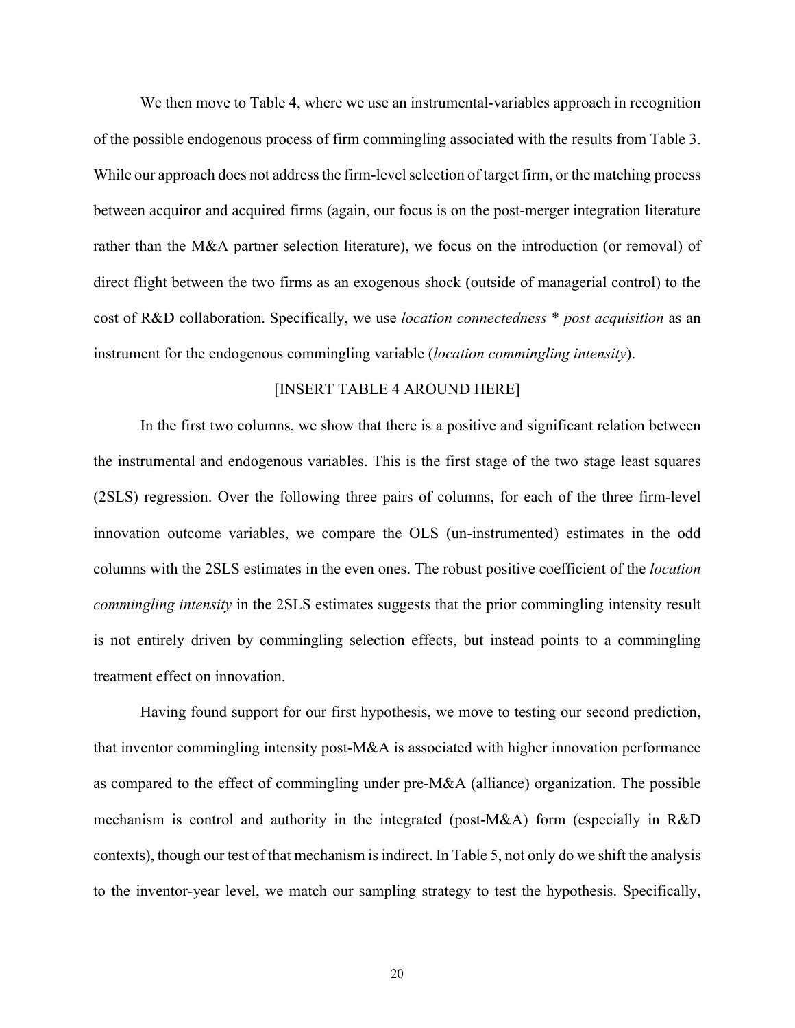We then move to Table 4, where we use an instrumental-variables approach in recognition of the possible endogenous process of firm commingling associated with the results from Table 3. While our approach does not address the firm-level selection of target firm, or the matching process between acquiror and acquired firms (again, our focus is on the post-merger integration literature rather than the M&A partner selection literature), we focus on the introduction (or removal) of direct flight between the two firms as an exogenous shock (outside of managerial control) to the cost of R&D collaboration. Specifically, we use *location connectedness* * *post acquisition* as an instrument for the endogenous commingling variable (*location commingling intensity*).

[INSERT TABLE 4 AROUND HERE]

In the first two columns, we show that there is a positive and significant relation between the instrumental and endogenous variables. This is the first stage of the two stage least squares (2SLS) regression. Over the following three pairs of columns, for each of the three firm-level innovation outcome variables, we compare the OLS (un-instrumented) estimates in the odd columns with the 2SLS estimates in the even ones. The robust positive coefficient of the *location commingling intensity* in the 2SLS estimates suggests that the prior commingling intensity result is not entirely driven by commingling selection effects, but instead points to a commingling treatment effect on innovation.

Having found support for our first hypothesis, we move to testing our second prediction, that inventor commingling intensity post-M&A is associated with higher innovation performance as compared to the effect of commingling under pre-M&A (alliance) organization. The possible mechanism is control and authority in the integrated (post-M&A) form (especially in R&D contexts), though our test of that mechanism is indirect. In Table 5, not only do we shift the analysis to the inventor-year level, we match our sampling strategy to test the hypothesis. Specifically,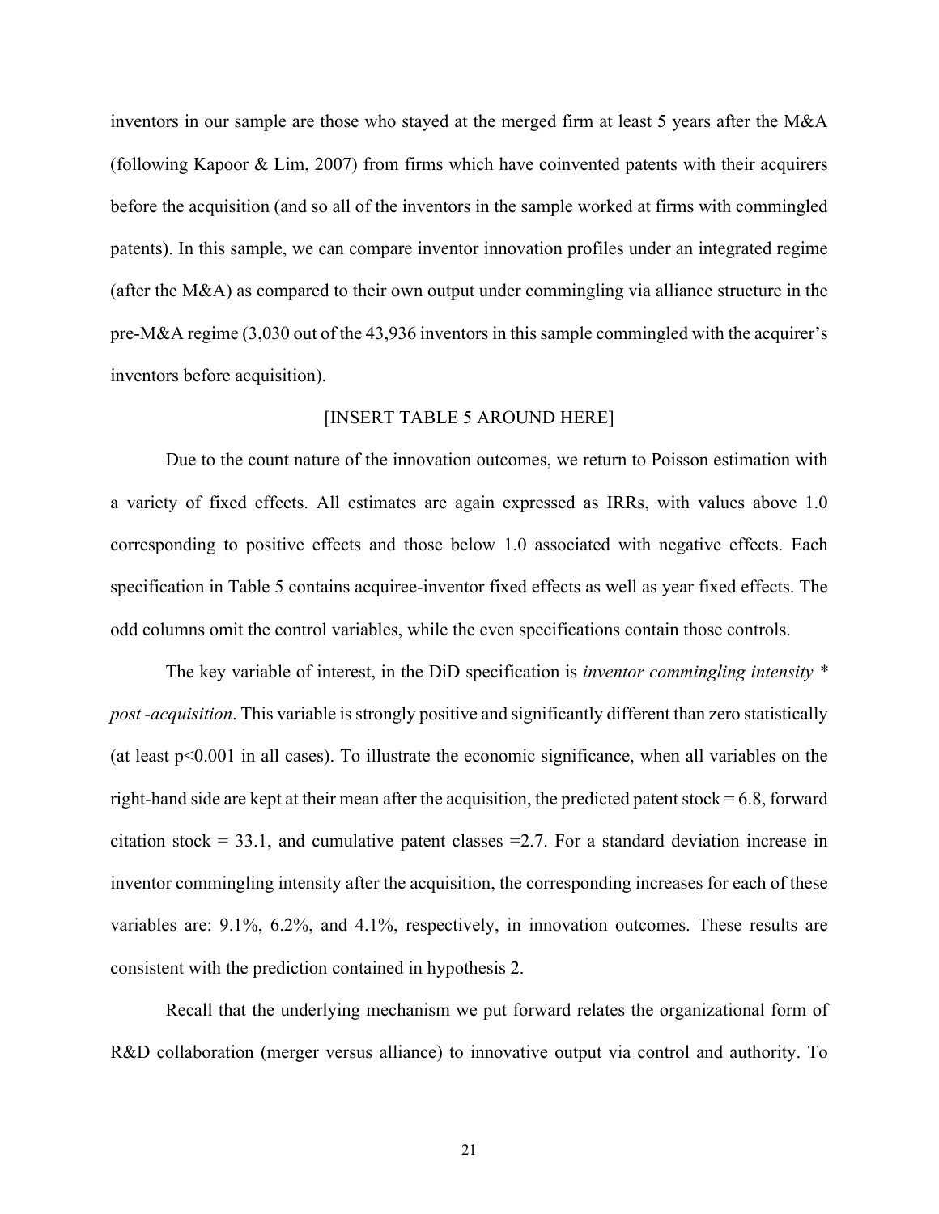inventors in our sample are those who stayed at the merged firm at least 5 years after the M&A (following Kapoor & Lim, 2007) from firms which have coinvented patents with their acquirers before the acquisition (and so all of the inventors in the sample worked at firms with commingled patents). In this sample, we can compare inventor innovation profiles under an integrated regime (after the M&A) as compared to their own output under commingling via alliance structure in the pre-M&A regime (3,030 out of the 43,936 inventors in this sample commingled with the acquirer's inventors before acquisition).

[INSERT TABLE 5 AROUND HERE]

Due to the count nature of the innovation outcomes, we return to Poisson estimation with a variety of fixed effects. All estimates are again expressed as IRRs, with values above 1.0 corresponding to positive effects and those below 1.0 associated with negative effects. Each specification in Table 5 contains acquiree-inventor fixed effects as well as year fixed effects. The odd columns omit the control variables, while the even specifications contain those controls.

The key variable of interest, in the DiD specification is *inventor commingling intensity \* post -acquisition*. This variable is strongly positive and significantly different than zero statistically (at least $p<0.001$ in all cases). To illustrate the economic significance, when all variables on the right-hand side are kept at their mean after the acquisition, the predicted patent stock = 6.8, forward citation stock = 33.1, and cumulative patent classes =2.7. For a standard deviation increase in inventor commingling intensity after the acquisition, the corresponding increases for each of these variables are: 9.1%, 6.2%, and 4.1%, respectively, in innovation outcomes. These results are consistent with the prediction contained in hypothesis 2.

Recall that the underlying mechanism we put forward relates the organizational form of R&D collaboration (merger versus alliance) to innovative output via control and authority. To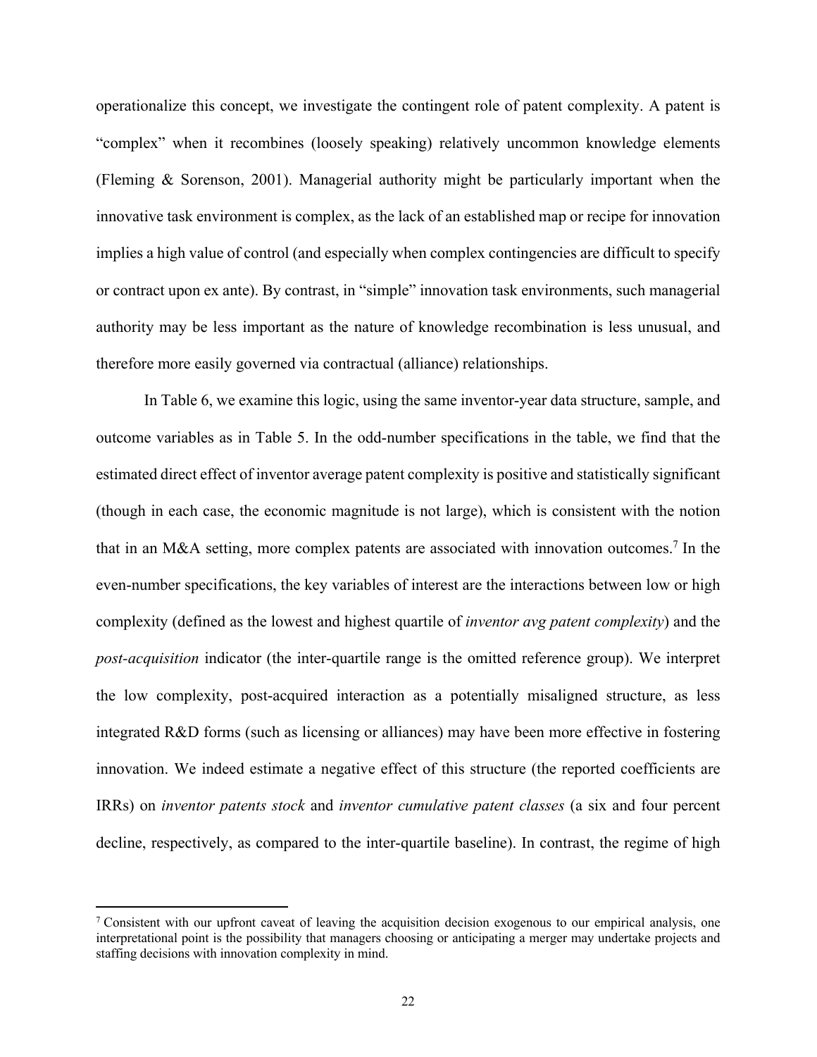operationalize this concept, we investigate the contingent role of patent complexity. A patent is "complex" when it recombines (loosely speaking) relatively uncommon knowledge elements (Fleming & Sorenson, 2001). Managerial authority might be particularly important when the innovative task environment is complex, as the lack of an established map or recipe for innovation implies a high value of control (and especially when complex contingencies are difficult to specify or contract upon ex ante). By contrast, in "simple" innovation task environments, such managerial authority may be less important as the nature of knowledge recombination is less unusual, and therefore more easily governed via contractual (alliance) relationships.

In Table 6, we examine this logic, using the same inventor-year data structure, sample, and outcome variables as in Table 5. In the odd-number specifications in the table, we find that the estimated direct effect of inventor average patent complexity is positive and statistically significant (though in each case, the economic magnitude is not large), which is consistent with the notion that in an M&A setting, more complex patents are associated with innovation outcomes.[7] In the even-number specifications, the key variables of interest are the interactions between low or high complexity (defined as the lowest and highest quartile of *inventor avg patent complexity*) and the *post-acquisition* indicator (the inter-quartile range is the omitted reference group). We interpret the low complexity, post-acquired interaction as a potentially misaligned structure, as less integrated R&D forms (such as licensing or alliances) may have been more effective in fostering innovation. We indeed estimate a negative effect of this structure (the reported coefficients are IRRs) on *inventor patents stock* and *inventor cumulative patent classes* (a six and four percent decline, respectively, as compared to the inter-quartile baseline). In contrast, the regime of high

[7] Consistent with our upfront caveat of leaving the acquisition decision exogenous to our empirical analysis, one interpretational point is the possibility that managers choosing or anticipating a merger may undertake projects and staffing decisions with innovation complexity in mind.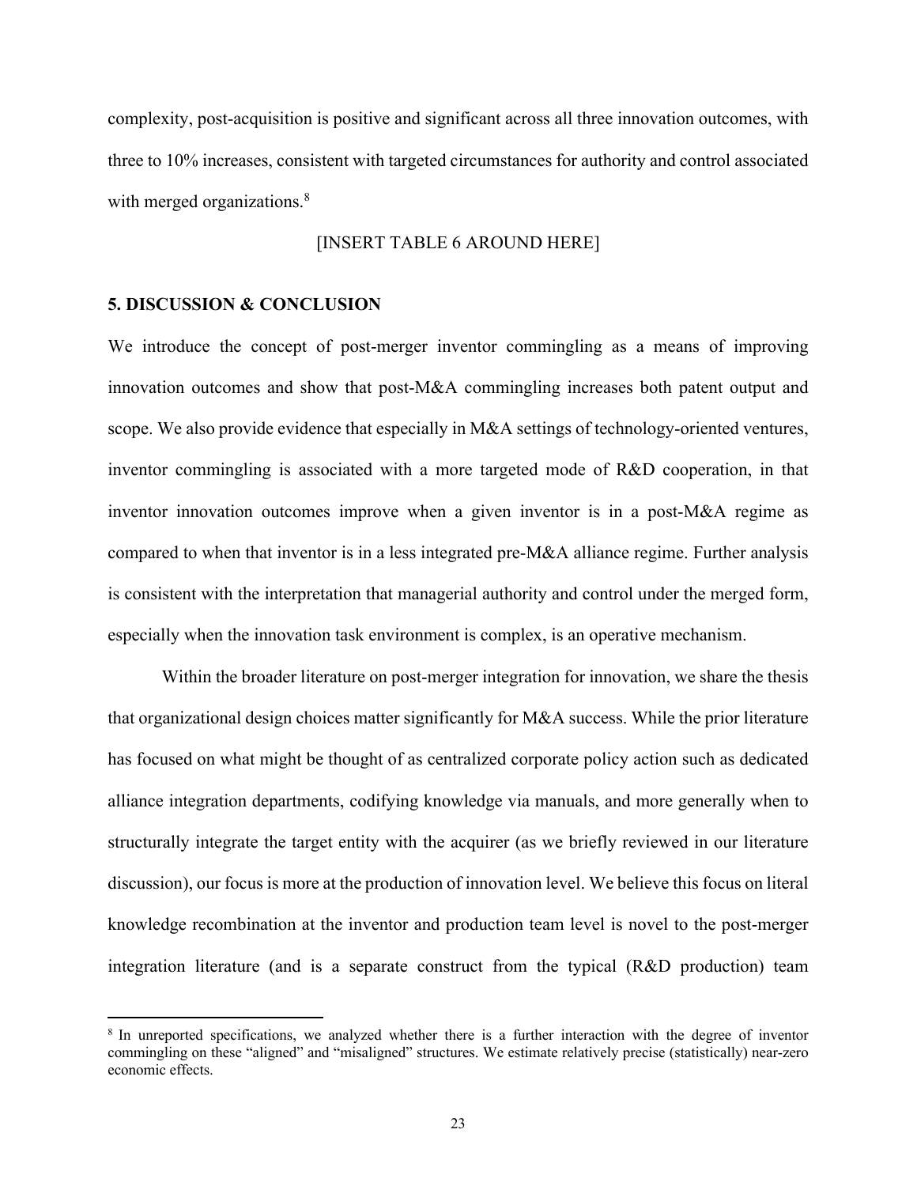complexity, post-acquisition is positive and significant across all three innovation outcomes, with three to 10% increases, consistent with targeted circumstances for authority and control associated with merged organizations.[8]

[INSERT TABLE 6 AROUND HERE]

## 5. DISCUSSION & CONCLUSION

We introduce the concept of post-merger inventor commingling as a means of improving innovation outcomes and show that post-M&A commingling increases both patent output and scope. We also provide evidence that especially in M&A settings of technology-oriented ventures, inventor commingling is associated with a more targeted mode of R&D cooperation, in that inventor innovation outcomes improve when a given inventor is in a post-M&A regime as compared to when that inventor is in a less integrated pre-M&A alliance regime. Further analysis is consistent with the interpretation that managerial authority and control under the merged form, especially when the innovation task environment is complex, is an operative mechanism.

Within the broader literature on post-merger integration for innovation, we share the thesis that organizational design choices matter significantly for M&A success. While the prior literature has focused on what might be thought of as centralized corporate policy action such as dedicated alliance integration departments, codifying knowledge via manuals, and more generally when to structurally integrate the target entity with the acquirer (as we briefly reviewed in our literature discussion), our focus is more at the production of innovation level. We believe this focus on literal knowledge recombination at the inventor and production team level is novel to the post-merger integration literature (and is a separate construct from the typical (R&D production) team

[8] In unreported specifications, we analyzed whether there is a further interaction with the degree of inventor commingling on these "aligned" and "misaligned" structures. We estimate relatively precise (statistically) near-zero economic effects.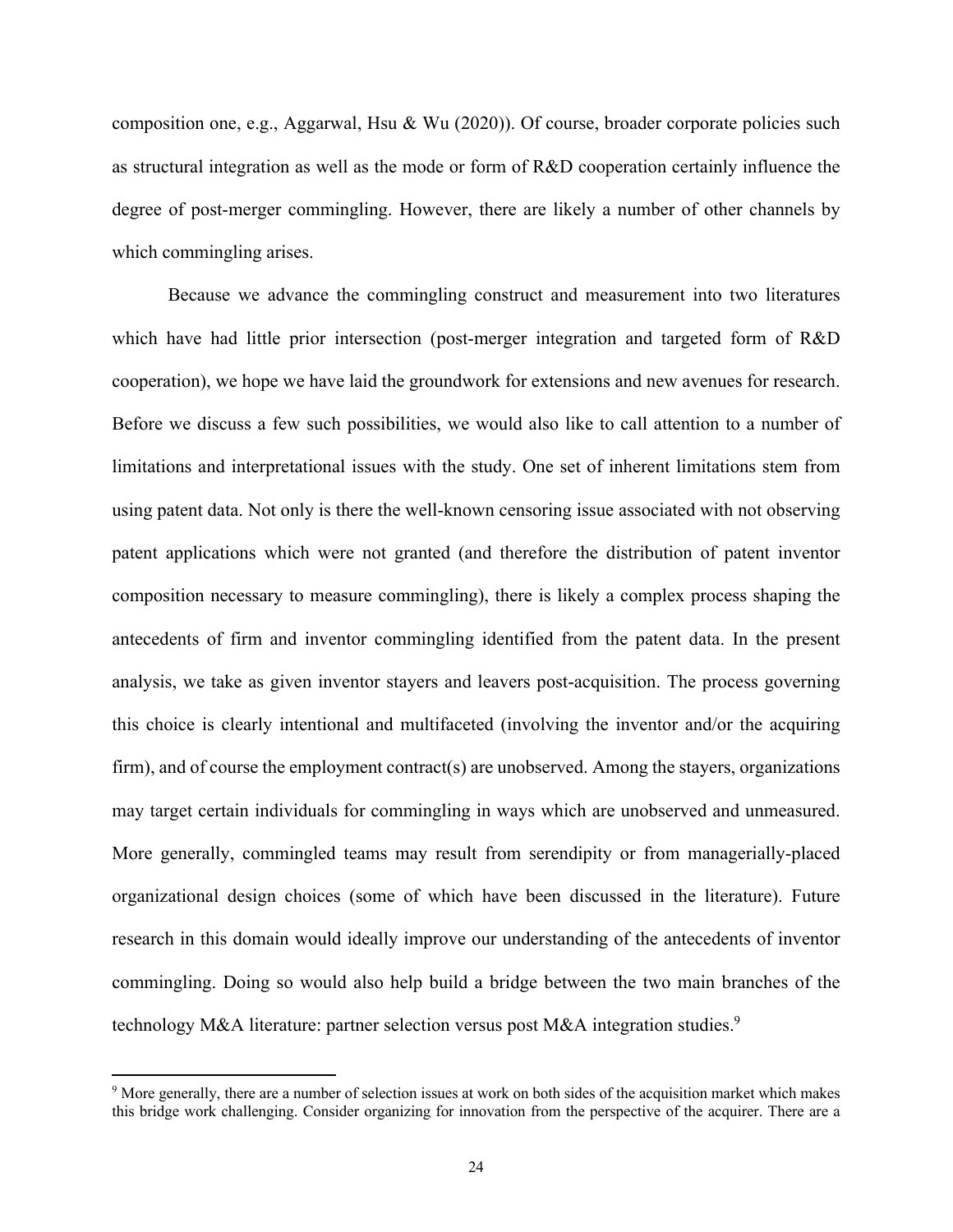composition one, e.g., Aggarwal, Hsu & Wu (2020)). Of course, broader corporate policies such as structural integration as well as the mode or form of R&D cooperation certainly influence the degree of post-merger commingling. However, there are likely a number of other channels by which commingling arises.

Because we advance the commingling construct and measurement into two literatures which have had little prior intersection (post-merger integration and targeted form of R&D cooperation), we hope we have laid the groundwork for extensions and new avenues for research. Before we discuss a few such possibilities, we would also like to call attention to a number of limitations and interpretational issues with the study. One set of inherent limitations stem from using patent data. Not only is there the well-known censoring issue associated with not observing patent applications which were not granted (and therefore the distribution of patent inventor composition necessary to measure commingling), there is likely a complex process shaping the antecedents of firm and inventor commingling identified from the patent data. In the present analysis, we take as given inventor stayers and leavers post-acquisition. The process governing this choice is clearly intentional and multifaceted (involving the inventor and/or the acquiring firm), and of course the employment contract(s) are unobserved. Among the stayers, organizations may target certain individuals for commingling in ways which are unobserved and unmeasured. More generally, commingled teams may result from serendipity or from managerially-placed organizational design choices (some of which have been discussed in the literature). Future research in this domain would ideally improve our understanding of the antecedents of inventor commingling. Doing so would also help build a bridge between the two main branches of the technology M&A literature: partner selection versus post M&A integration studies.[9]

[9] More generally, there are a number of selection issues at work on both sides of the acquisition market which makes this bridge work challenging. Consider organizing for innovation from the perspective of the acquirer. There are a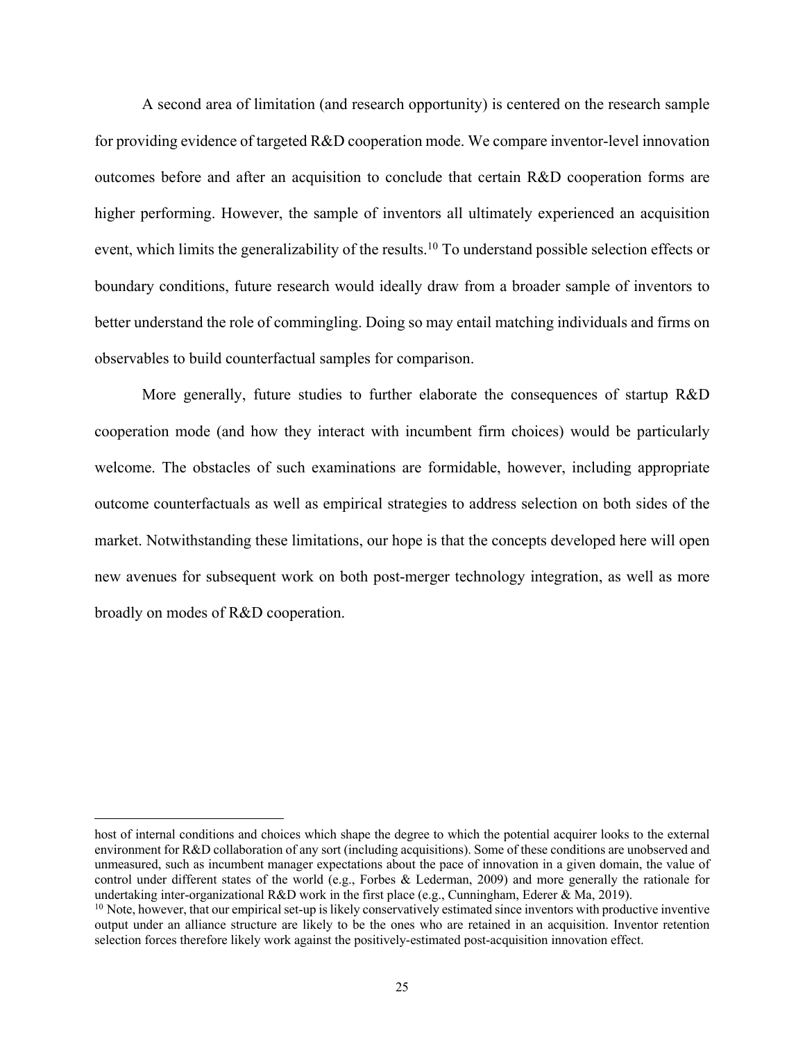A second area of limitation (and research opportunity) is centered on the research sample for providing evidence of targeted R&D cooperation mode. We compare inventor-level innovation outcomes before and after an acquisition to conclude that certain R&D cooperation forms are higher performing. However, the sample of inventors all ultimately experienced an acquisition event, which limits the generalizability of the results.[10] To understand possible selection effects or boundary conditions, future research would ideally draw from a broader sample of inventors to better understand the role of commingling. Doing so may entail matching individuals and firms on observables to build counterfactual samples for comparison.

More generally, future studies to further elaborate the consequences of startup R&D cooperation mode (and how they interact with incumbent firm choices) would be particularly welcome. The obstacles of such examinations are formidable, however, including appropriate outcome counterfactuals as well as empirical strategies to address selection on both sides of the market. Notwithstanding these limitations, our hope is that the concepts developed here will open new avenues for subsequent work on both post-merger technology integration, as well as more broadly on modes of R&D cooperation.

---

host of internal conditions and choices which shape the degree to which the potential acquirer looks to the external environment for R&D collaboration of any sort (including acquisitions). Some of these conditions are unobserved and unmeasured, such as incumbent manager expectations about the pace of innovation in a given domain, the value of control under different states of the world (e.g., Forbes & Lederman, 2009) and more generally the rationale for undertaking inter-organizational R&D work in the first place (e.g., Cunningham, Ederer & Ma, 2019).

[10] Note, however, that our empirical set-up is likely conservatively estimated since inventors with productive inventive output under an alliance structure are likely to be the ones who are retained in an acquisition. Inventor retention selection forces therefore likely work against the positively-estimated post-acquisition innovation effect.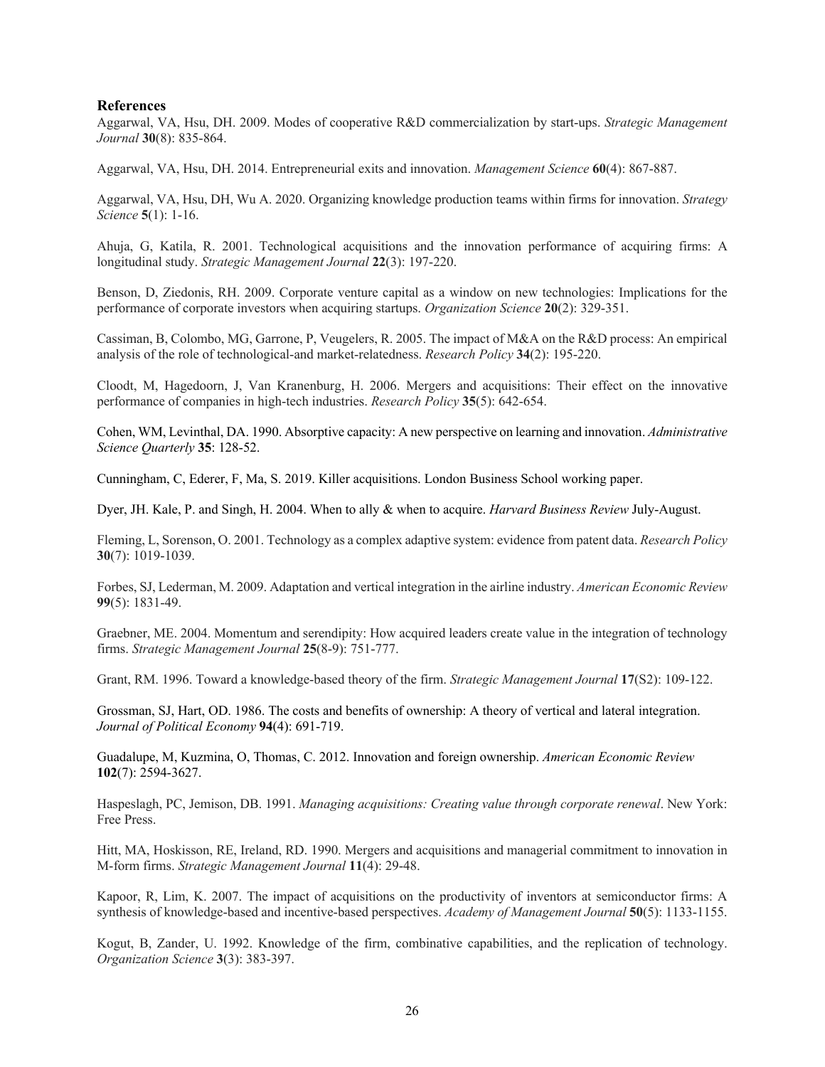## References

Aggarwal, VA, Hsu, DH. 2009. Modes of cooperative R&D commercialization by start-ups. *Strategic Management Journal* **30**(8): 835-864.

Aggarwal, VA, Hsu, DH. 2014. Entrepreneurial exits and innovation. *Management Science* **60**(4): 867-887.

Aggarwal, VA, Hsu, DH, Wu A. 2020. Organizing knowledge production teams within firms for innovation. *Strategy Science* **5**(1): 1-16.

Ahuja, G, Katila, R. 2001. Technological acquisitions and the innovation performance of acquiring firms: A longitudinal study. *Strategic Management Journal* **22**(3): 197-220.

Benson, D, Ziedonis, RH. 2009. Corporate venture capital as a window on new technologies: Implications for the performance of corporate investors when acquiring startups. *Organization Science* **20**(2): 329-351.

Cassiman, B, Colombo, MG, Garrone, P, Veugelers, R. 2005. The impact of M&A on the R&D process: An empirical analysis of the role of technological-and market-relatedness. *Research Policy* **34**(2): 195-220.

Cloodt, M, Hagedoorn, J, Van Kranenburg, H. 2006. Mergers and acquisitions: Their effect on the innovative performance of companies in high-tech industries. *Research Policy* **35**(5): 642-654.

Cohen, WM, Levinthal, DA. 1990. Absorptive capacity: A new perspective on learning and innovation. *Administrative Science Quarterly* **35**: 128-52.

Cunningham, C, Ederer, F, Ma, S. 2019. Killer acquisitions. London Business School working paper.

Dyer, JH. Kale, P. and Singh, H. 2004. When to ally & when to acquire. *Harvard Business Review* July-August.

Fleming, L, Sorenson, O. 2001. Technology as a complex adaptive system: evidence from patent data. *Research Policy* **30**(7): 1019-1039.

Forbes, SJ, Lederman, M. 2009. Adaptation and vertical integration in the airline industry. *American Economic Review* **99**(5): 1831-49.

Graebner, ME. 2004. Momentum and serendipity: How acquired leaders create value in the integration of technology firms. *Strategic Management Journal* **25**(8-9): 751-777.

Grant, RM. 1996. Toward a knowledge-based theory of the firm. *Strategic Management Journal* **17**(S2): 109-122.

Grossman, SJ, Hart, OD. 1986. The costs and benefits of ownership: A theory of vertical and lateral integration. *Journal of Political Economy* **94**(4): 691-719.

Guadalupe, M, Kuzmina, O, Thomas, C. 2012. Innovation and foreign ownership. *American Economic Review* **102**(7): 2594-3627.

Haspeslagh, PC, Jemison, DB. 1991. *Managing acquisitions: Creating value through corporate renewal*. New York: Free Press.

Hitt, MA, Hoskisson, RE, Ireland, RD. 1990. Mergers and acquisitions and managerial commitment to innovation in M-form firms. *Strategic Management Journal* **11**(4): 29-48.

Kapoor, R, Lim, K. 2007. The impact of acquisitions on the productivity of inventors at semiconductor firms: A synthesis of knowledge-based and incentive-based perspectives. *Academy of Management Journal* **50**(5): 1133-1155.

Kogut, B, Zander, U. 1992. Knowledge of the firm, combinative capabilities, and the replication of technology. *Organization Science* **3**(3): 383-397.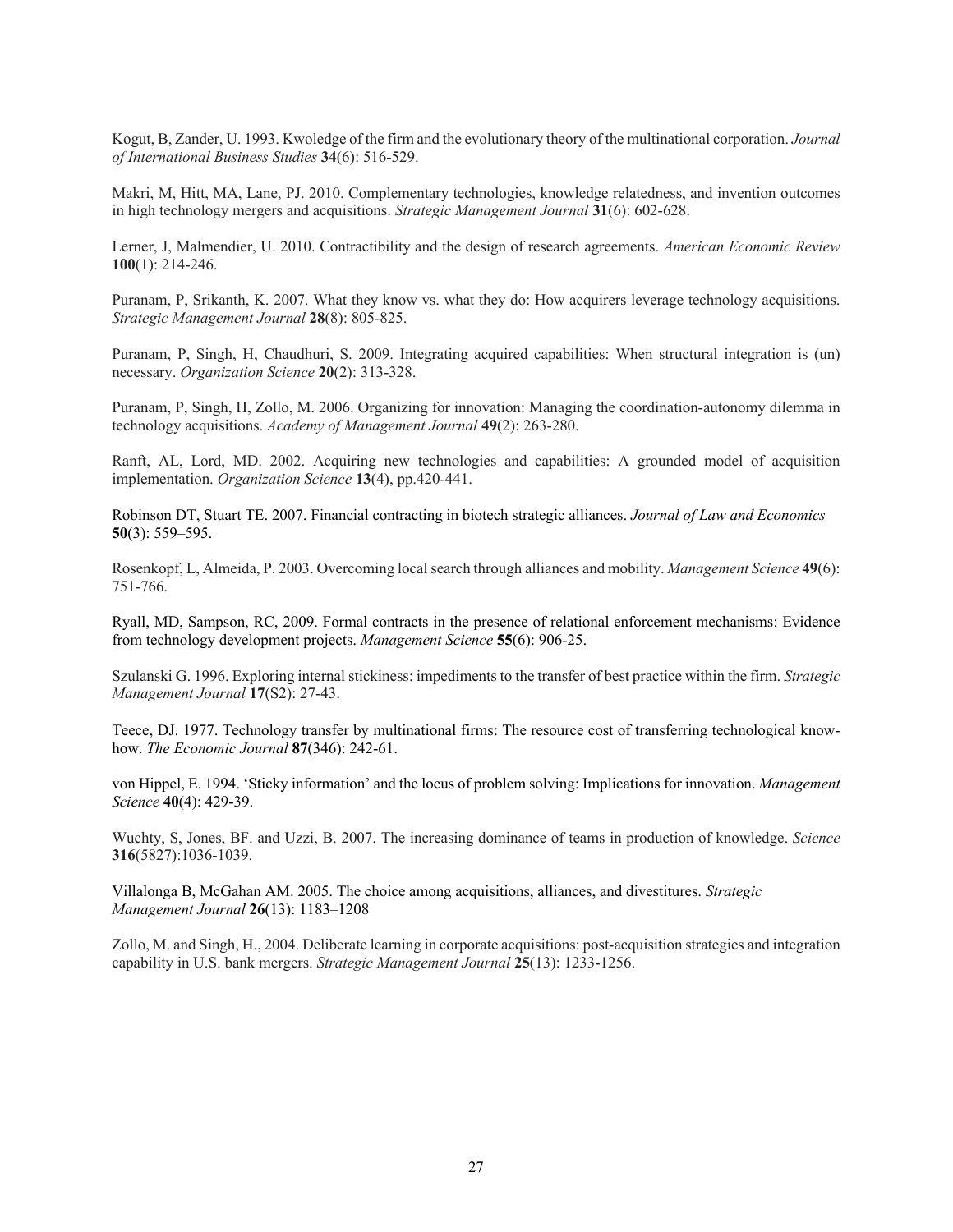Kogut, B, Zander, U. 1993. Kwoledge of the firm and the evolutionary theory of the multinational corporation. *Journal of International Business Studies* **34**(6): 516-529.

Makri, M, Hitt, MA, Lane, PJ. 2010. Complementary technologies, knowledge relatedness, and invention outcomes in high technology mergers and acquisitions. *Strategic Management Journal* **31**(6): 602-628.

Lerner, J, Malmendier, U. 2010. Contractibility and the design of research agreements. *American Economic Review* **100**(1): 214-246.

Puranam, P, Srikanth, K. 2007. What they know vs. what they do: How acquirers leverage technology acquisitions. *Strategic Management Journal* **28**(8): 805-825.

Puranam, P, Singh, H, Chaudhuri, S. 2009. Integrating acquired capabilities: When structural integration is (un) necessary. *Organization Science* **20**(2): 313-328.

Puranam, P, Singh, H, Zollo, M. 2006. Organizing for innovation: Managing the coordination-autonomy dilemma in technology acquisitions. *Academy of Management Journal* **49**(2): 263-280.

Ranft, AL, Lord, MD. 2002. Acquiring new technologies and capabilities: A grounded model of acquisition implementation. *Organization Science* **13**(4), pp.420-441.

Robinson DT, Stuart TE. 2007. Financial contracting in biotech strategic alliances. *Journal of Law and Economics* **50**(3): 559–595.

Rosenkopf, L, Almeida, P. 2003. Overcoming local search through alliances and mobility. *Management Science* **49**(6): 751-766.

Ryall, MD, Sampson, RC, 2009. Formal contracts in the presence of relational enforcement mechanisms: Evidence from technology development projects. *Management Science* **55**(6): 906-25.

Szulanski G. 1996. Exploring internal stickiness: impediments to the transfer of best practice within the firm. *Strategic Management Journal* **17**(S2): 27-43.

Teece, DJ. 1977. Technology transfer by multinational firms: The resource cost of transferring technological know-how. *The Economic Journal* **87**(346): 242-61.

von Hippel, E. 1994. 'Sticky information' and the locus of problem solving: Implications for innovation. *Management Science* **40**(4): 429-39.

Wuchty, S, Jones, BF. and Uzzi, B. 2007. The increasing dominance of teams in production of knowledge. *Science* **316**(5827):1036-1039.

Villalonga B, McGahan AM. 2005. The choice among acquisitions, alliances, and divestitures. *Strategic Management Journal* **26**(13): 1183–1208

Zollo, M. and Singh, H., 2004. Deliberate learning in corporate acquisitions: post-acquisition strategies and integration capability in U.S. bank mergers. *Strategic Management Journal* **25**(13): 1233-1256.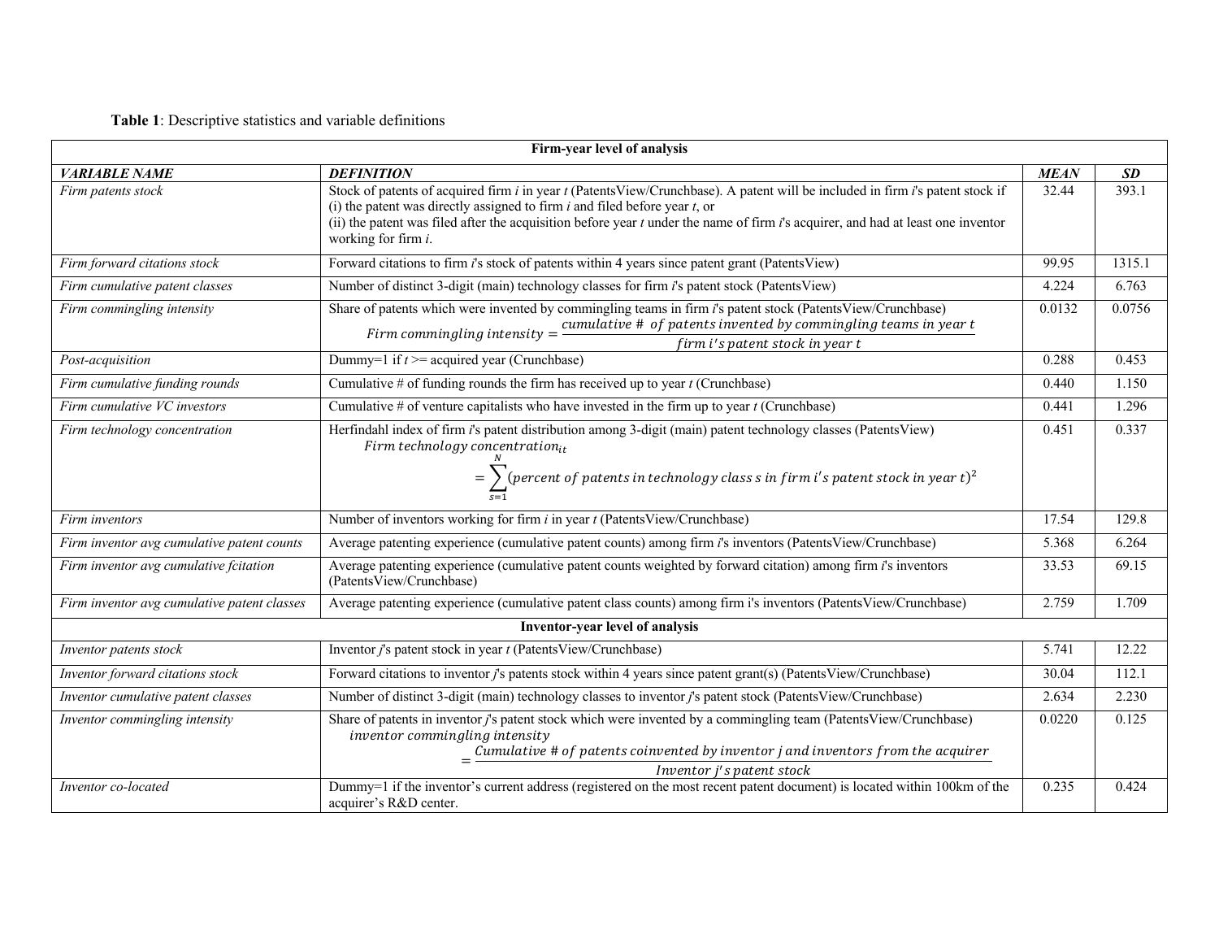**Table 1**: Descriptive statistics and variable definitions

| Firm-year level of analysis | | | |
|---|---|---|---|
| ***VARIABLE NAME*** | ***DEFINITION*** | ***MEAN*** | ***SD*** |
| *Firm patents stock* | Stock of patents of acquired firm *i* in year *t* (PatentsView/Crunchbase). A patent will be included in firm *i*'s patent stock if (i) the patent was directly assigned to firm *i* and filed before year *t*, or (ii) the patent was filed after the acquisition before year *t* under the name of firm *i*'s acquirer, and had at least one inventor working for firm *i*. | 32.44 | 393.1 |
| *Firm forward citations stock* | Forward citations to firm *i*'s stock of patents within 4 years since patent grant (PatentsView) | 99.95 | 1315.1 |
| *Firm cumulative patent classes* | Number of distinct 3-digit (main) technology classes for firm *i*'s patent stock (PatentsView) | 4.224 | 6.763 |
| *Firm commingling intensity* | Share of patents which were invented by commingling teams in firm *i*'s patent stock (PatentsView/Crunchbase) $Firm\ commingling\ intensity = \frac{cumulative\ \#\ of\ patents\ invented\ by\ commingling\ teams\ in\ year\ t}{firm\ i's\ patent\ stock\ in\ year\ t}$ | 0.0132 | 0.0756 |
| *Post-acquisition* | Dummy=1 if *t* >= acquired year (Crunchbase) | 0.288 | 0.453 |
| *Firm cumulative funding rounds* | Cumulative # of funding rounds the firm has received up to year *t* (Crunchbase) | 0.440 | 1.150 |
| *Firm cumulative VC investors* | Cumulative # of venture capitalists who have invested in the firm up to year *t* (Crunchbase) | 0.441 | 1.296 |
| *Firm technology concentration* | Herfindahl index of firm *i*'s patent distribution among 3-digit (main) patent technology classes (PatentsView) $Firm\ technology\ concentration_{it} = \sum_{s=1}^{N}(percent\ of\ patents\ in\ technology\ class\ s\ in\ firm\ i's\ patent\ stock\ in\ year\ t)^2$ | 0.451 | 0.337 |
| *Firm inventors* | Number of inventors working for firm *i* in year *t* (PatentsView/Crunchbase) | 17.54 | 129.8 |
| *Firm inventor avg cumulative patent counts* | Average patenting experience (cumulative patent counts) among firm *i*'s inventors (PatentsView/Crunchbase) | 5.368 | 6.264 |
| *Firm inventor avg cumulative fcitation* | Average patenting experience (cumulative patent counts weighted by forward citation) among firm *i*'s inventors (PatentsView/Crunchbase) | 33.53 | 69.15 |
| *Firm inventor avg cumulative patent classes* | Average patenting experience (cumulative patent class counts) among firm i's inventors (PatentsView/Crunchbase) | 2.759 | 1.709 |
| **Inventor-year level of analysis** | | | |
| *Inventor patents stock* | Inventor *j*'s patent stock in year *t* (PatentsView/Crunchbase) | 5.741 | 12.22 |
| *Inventor forward citations stock* | Forward citations to inventor *j*'s patents stock within 4 years since patent grant(s) (PatentsView/Crunchbase) | 30.04 | 112.1 |
| *Inventor cumulative patent classes* | Number of distinct 3-digit (main) technology classes to inventor *j*'s patent stock (PatentsView/Crunchbase) | 2.634 | 2.230 |
| *Inventor commingling intensity* | Share of patents in inventor *j*'s patent stock which were invented by a commingling team (PatentsView/Crunchbase) $inventor\ commingling\ intensity = \frac{Cumulative\ \#\ of\ patents\ coinvented\ by\ inventor\ j\ and\ inventors\ from\ the\ acquirer}{Inventor\ j's\ patent\ stock}$ | 0.0220 | 0.125 |
| *Inventor co-located* | Dummy=1 if the inventor's current address (registered on the most recent patent document) is located within 100km of the acquirer's R&D center. | 0.235 | 0.424 |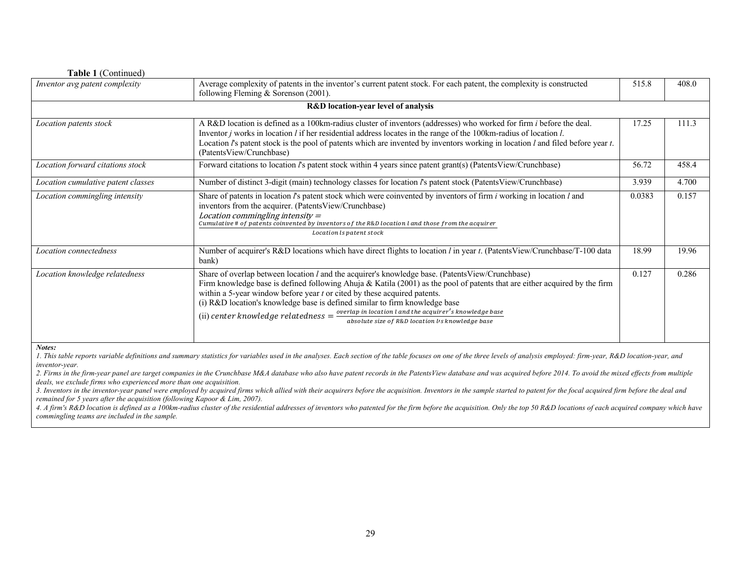**Table 1** (Continued)

| | | | |
|---|---|---|---|
| *Inventor avg patent complexity* | Average complexity of patents in the inventor's current patent stock. For each patent, the complexity is constructed following Fleming & Sorenson (2001). | 515.8 | 408.0 |
| | **R&D location-year level of analysis** | | |
| *Location patents stock* | A R&D location is defined as a 100km-radius cluster of inventors (addresses) who worked for firm *i* before the deal. Inventor *j* works in location *l* if her residential address locates in the range of the 100km-radius of location *l*. Location *l*'s patent stock is the pool of patents which are invented by inventors working in location *l* and filed before year *t*. (PatentsView/Crunchbase) | 17.25 | 111.3 |
| *Location forward citations stock* | Forward citations to location *l*'s patent stock within 4 years since patent grant(s) (PatentsView/Crunchbase) | 56.72 | 458.4 |
| *Location cumulative patent classes* | Number of distinct 3-digit (main) technology classes for location *l*'s patent stock (PatentsView/Crunchbase) | 3.939 | 4.700 |
| *Location commingling intensity* | Share of patents in location *l*'s patent stock which were coinvented by inventors of firm *i* working in location *l* and inventors from the acquirer. (PatentsView/Crunchbase) $Location\ commingling\ intensity = \frac{Cumulative\ \#\ of\ patents\ coinvented\ by\ inventors\ of\ the\ R\&D\ location\ l\ and\ those\ from\ the\ acquirer}{Location\ l's\ patent\ stock}$ | 0.0383 | 0.157 |
| *Location connectedness* | Number of acquirer's R&D locations which have direct flights to location *l* in year *t*. (PatentsView/Crunchbase/T-100 data bank) | 18.99 | 19.96 |
| *Location knowledge relatedness* | Share of overlap between location *l* and the acquirer's knowledge base. (PatentsView/Crunchbase) Firm knowledge base is defined following Ahuja & Katila (2001) as the pool of patents that are either acquired by the firm within a 5-year window before year *t* or cited by these acquired patents. (i) R&D location's knowledge base is defined similar to firm knowledge base (ii) $center\ knowledge\ relatedness = \frac{overlap\ in\ location\ l\ and\ the\ acquirer's\ knowledge\ base}{absolute\ size\ of\ R\&D\ location\ l's\ knowledge\ base}$ | 0.127 | 0.286 |

***Notes:***

*1. This table reports variable definitions and summary statistics for variables used in the analyses. Each section of the table focuses on one of the three levels of analysis employed: firm-year, R&D location-year, and inventor-year.*

*2. Firms in the firm-year panel are target companies in the Crunchbase M&A database who also have patent records in the PatentsView database and was acquired before 2014. To avoid the mixed effects from multiple deals, we exclude firms who experienced more than one acquisition.*

*3. Inventors in the inventor-year panel were employed by acquired firms which allied with their acquirers before the acquisition. Inventors in the sample started to patent for the focal acquired firm before the deal and remained for 5 years after the acquisition (following Kapoor & Lim, 2007).*

*4. A firm's R&D location is defined as a 100km-radius cluster of the residential addresses of inventors who patented for the firm before the acquisition. Only the top 50 R&D locations of each acquired company which have commingling teams are included in the sample.*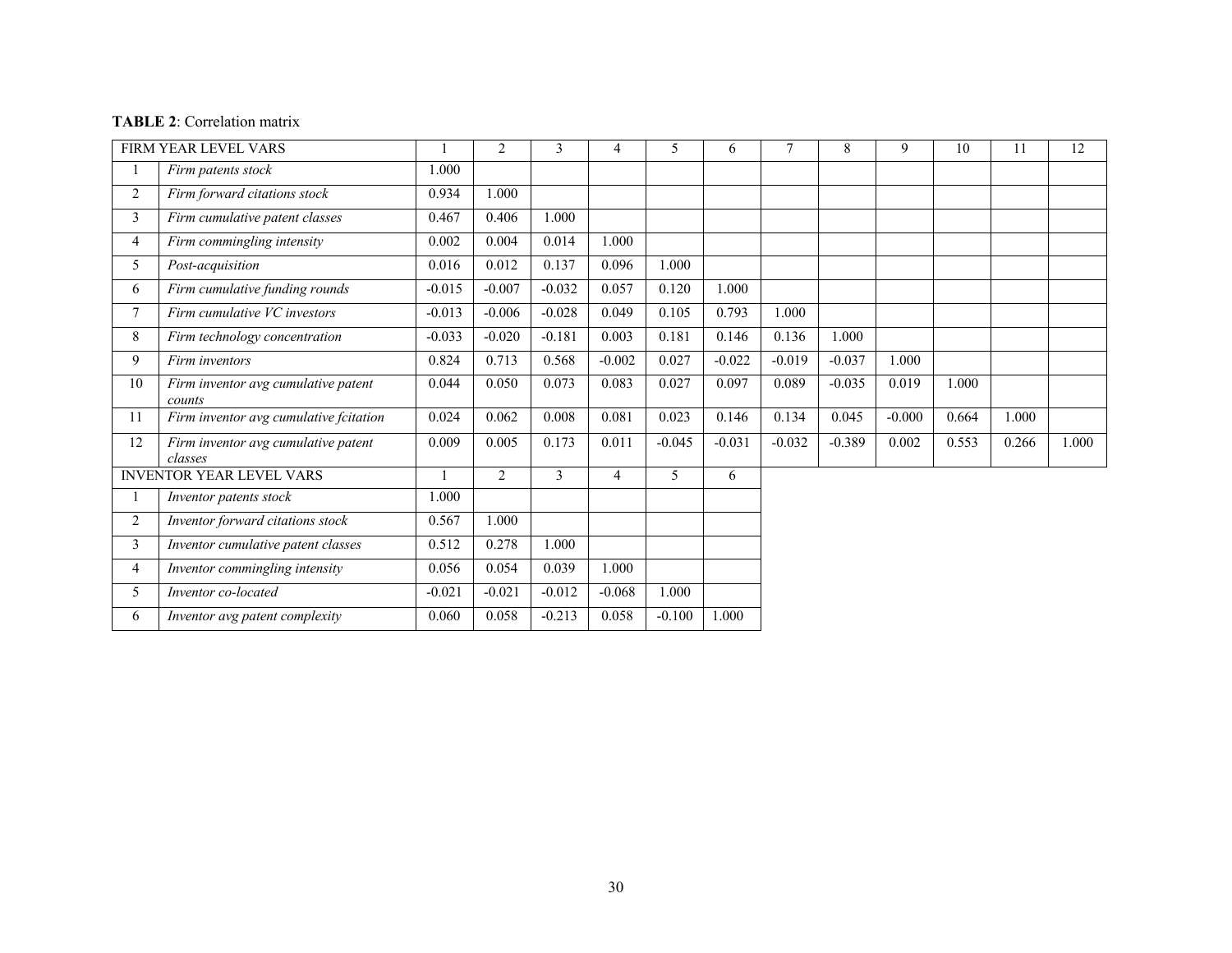**TABLE 2**: Correlation matrix

| FIRM YEAR LEVEL VARS | | 1 | 2 | 3 | 4 | 5 | 6 | 7 | 8 | 9 | 10 | 11 | 12 |
|---|---|---|---|---|---|---|---|---|---|---|---|---|---|
| 1 | *Firm patents stock* | 1.000 | | | | | | | | | | | |
| 2 | *Firm forward citations stock* | 0.934 | 1.000 | | | | | | | | | | |
| 3 | *Firm cumulative patent classes* | 0.467 | 0.406 | 1.000 | | | | | | | | | |
| 4 | *Firm commingling intensity* | 0.002 | 0.004 | 0.014 | 1.000 | | | | | | | | |
| 5 | *Post-acquisition* | 0.016 | 0.012 | 0.137 | 0.096 | 1.000 | | | | | | | |
| 6 | *Firm cumulative funding rounds* | -0.015 | -0.007 | -0.032 | 0.057 | 0.120 | 1.000 | | | | | | |
| 7 | *Firm cumulative VC investors* | -0.013 | -0.006 | -0.028 | 0.049 | 0.105 | 0.793 | 1.000 | | | | | |
| 8 | *Firm technology concentration* | -0.033 | -0.020 | -0.181 | 0.003 | 0.181 | 0.146 | 0.136 | 1.000 | | | | |
| 9 | *Firm inventors* | 0.824 | 0.713 | 0.568 | -0.002 | 0.027 | -0.022 | -0.019 | -0.037 | 1.000 | | | |
| 10 | *Firm inventor avg cumulative patent counts* | 0.044 | 0.050 | 0.073 | 0.083 | 0.027 | 0.097 | 0.089 | -0.035 | 0.019 | 1.000 | | |
| 11 | *Firm inventor avg cumulative fcitation* | 0.024 | 0.062 | 0.008 | 0.081 | 0.023 | 0.146 | 0.134 | 0.045 | -0.000 | 0.664 | 1.000 | |
| 12 | *Firm inventor avg cumulative patent classes* | 0.009 | 0.005 | 0.173 | 0.011 | -0.045 | -0.031 | -0.032 | -0.389 | 0.002 | 0.553 | 0.266 | 1.000 |

| INVENTOR YEAR LEVEL VARS | | 1 | 2 | 3 | 4 | 5 | 6 |
|---|---|---|---|---|---|---|---|
| 1 | *Inventor patents stock* | 1.000 | | | | | |
| 2 | *Inventor forward citations stock* | 0.567 | 1.000 | | | | |
| 3 | *Inventor cumulative patent classes* | 0.512 | 0.278 | 1.000 | | | |
| 4 | *Inventor commingling intensity* | 0.056 | 0.054 | 0.039 | 1.000 | | |
| 5 | *Inventor co-located* | -0.021 | -0.021 | -0.012 | -0.068 | 1.000 | |
| 6 | *Inventor avg patent complexity* | 0.060 | 0.058 | -0.213 | 0.058 | -0.100 | 1.000 |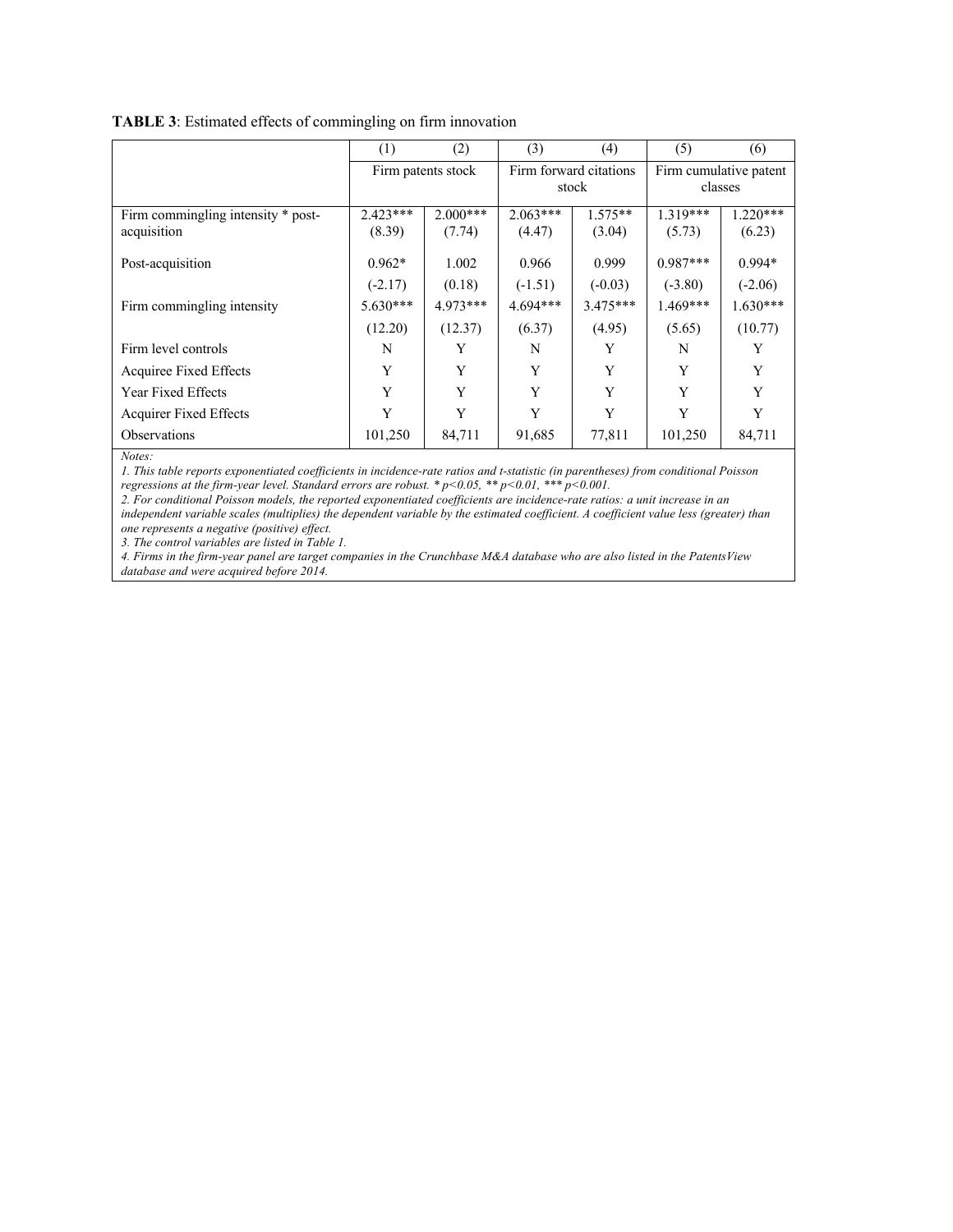**TABLE 3**: Estimated effects of commingling on firm innovation

| | (1) | (2) | (3) | (4) | (5) | (6) |
|---|---|---|---|---|---|---|
| | Firm patents stock | | Firm forward citations stock | | Firm cumulative patent classes | |
| Firm commingling intensity * post-acquisition | 2.423*** (8.39) | 2.000*** (7.74) | 2.063*** (4.47) | 1.575** (3.04) | 1.319*** (5.73) | 1.220*** (6.23) |
| Post-acquisition | 0.962* | 1.002 | 0.966 | 0.999 | 0.987*** | 0.994* |
| | (-2.17) | (0.18) | (-1.51) | (-0.03) | (-3.80) | (-2.06) |
| Firm commingling intensity | 5.630*** | 4.973*** | 4.694*** | 3.475*** | 1.469*** | 1.630*** |
| | (12.20) | (12.37) | (6.37) | (4.95) | (5.65) | (10.77) |
| Firm level controls | N | Y | N | Y | N | Y |
| Acquiree Fixed Effects | Y | Y | Y | Y | Y | Y |
| Year Fixed Effects | Y | Y | Y | Y | Y | Y |
| Acquirer Fixed Effects | Y | Y | Y | Y | Y | Y |
| Observations | 101,250 | 84,711 | 91,685 | 77,811 | 101,250 | 84,711 |

*Notes:*

*1. This table reports exponentiated coefficients in incidence-rate ratios and t-statistic (in parentheses) from conditional Poisson regressions at the firm-year level. Standard errors are robust. * p<0.05, ** p<0.01, *** p<0.001.*

*2. For conditional Poisson models, the reported exponentiated coefficients are incidence-rate ratios: a unit increase in an independent variable scales (multiplies) the dependent variable by the estimated coefficient. A coefficient value less (greater) than one represents a negative (positive) effect.*

*3. The control variables are listed in Table 1.*

*4. Firms in the firm-year panel are target companies in the Crunchbase M&A database who are also listed in the PatentsView database and were acquired before 2014.*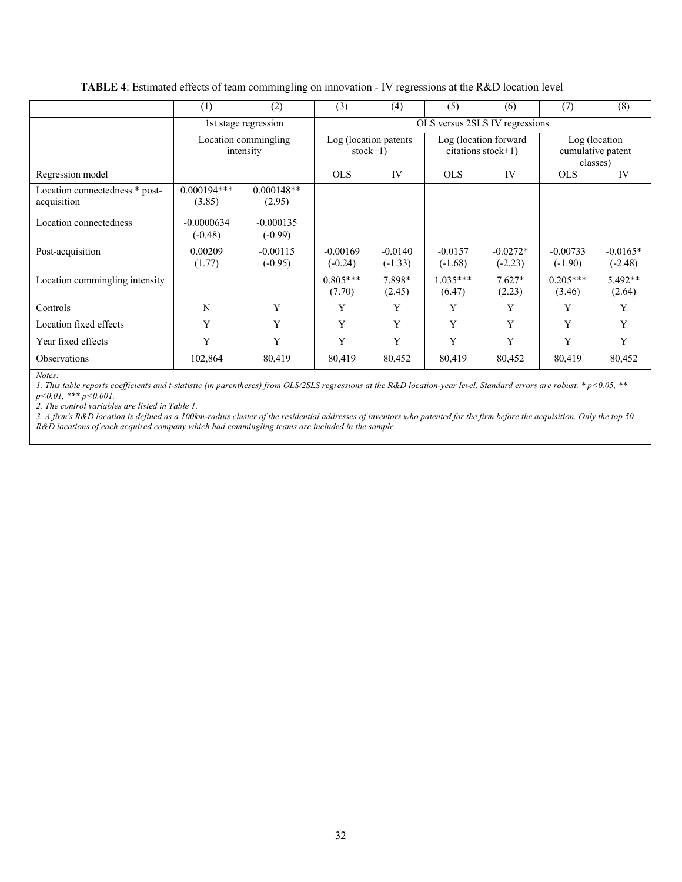**TABLE 4**: Estimated effects of team commingling on innovation - IV regressions at the R&D location level

| | (1) | (2) | (3) | (4) | (5) | (6) | (7) | (8) |
|---|---|---|---|---|---|---|---|---|
| | 1st stage regression | | OLS versus 2SLS IV regressions | | | | | |
| | Location commingling intensity | | Log (location patents stock+1) | | Log (location forward citations stock+1) | | Log (location cumulative patent classes) | |
| Regression model | | | OLS | IV | OLS | IV | OLS | IV |
| Location connectedness * post-acquisition | 0.000194*** (3.85) | 0.000148** (2.95) | | | | | | |
| Location connectedness | -0.0000634 (-0.48) | -0.000135 (-0.99) | | | | | | |
| Post-acquisition | 0.00209 (1.77) | -0.00115 (-0.95) | -0.00169 (-0.24) | -0.0140 (-1.33) | -0.0157 (-1.68) | -0.0272* (-2.23) | -0.00733 (-1.90) | -0.0165* (-2.48) |
| Location commingling intensity | | | 0.805*** (7.70) | 7.898* (2.45) | 1.035*** (6.47) | 7.627* (2.23) | 0.205*** (3.46) | 5.492** (2.64) |
| Controls | N | Y | Y | Y | Y | Y | Y | Y |
| Location fixed effects | Y | Y | Y | Y | Y | Y | Y | Y |
| Year fixed effects | Y | Y | Y | Y | Y | Y | Y | Y |
| Observations | 102,864 | 80,419 | 80,419 | 80,452 | 80,419 | 80,452 | 80,419 | 80,452 |

*Notes:*

*1. This table reports coefficients and t-statistic (in parentheses) from OLS/2SLS regressions at the R&D location-year level. Standard errors are robust. * $p<0.05$, ** $p<0.01$, *** $p<0.001$.*

*2. The control variables are listed in Table 1.*

*3. A firm's R&D location is defined as a 100km-radius cluster of the residential addresses of inventors who patented for the firm before the acquisition. Only the top 50 R&D locations of each acquired company which had commingling teams are included in the sample.*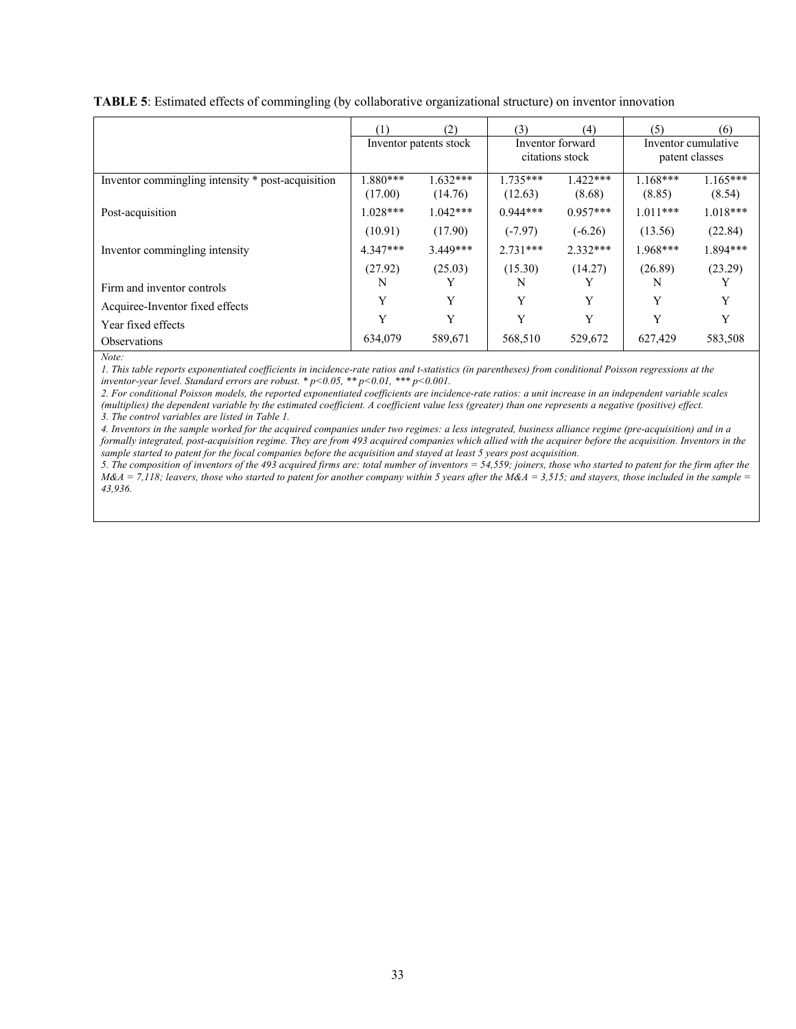**TABLE 5**: Estimated effects of commingling (by collaborative organizational structure) on inventor innovation

| | (1) | (2) | (3) | (4) | (5) | (6) |
|---|---|---|---|---|---|---|
| | Inventor patents stock | | Inventor forward citations stock | | Inventor cumulative patent classes | |
| Inventor commingling intensity * post-acquisition | 1.880*** | 1.632*** | 1.735*** | 1.422*** | 1.168*** | 1.165*** |
| | (17.00) | (14.76) | (12.63) | (8.68) | (8.85) | (8.54) |
| Post-acquisition | 1.028*** | 1.042*** | 0.944*** | 0.957*** | 1.011*** | 1.018*** |
| | (10.91) | (17.90) | (-7.97) | (-6.26) | (13.56) | (22.84) |
| Inventor commingling intensity | 4.347*** | 3.449*** | 2.731*** | 2.332*** | 1.968*** | 1.894*** |
| | (27.92) | (25.03) | (15.30) | (14.27) | (26.89) | (23.29) |
| Firm and inventor controls | N | Y | N | Y | N | Y |
| Acquiree-Inventor fixed effects | Y | Y | Y | Y | Y | Y |
| Year fixed effects | Y | Y | Y | Y | Y | Y |
| Observations | 634,079 | 589,671 | 568,510 | 529,672 | 627,429 | 583,508 |

*Note:*

*1. This table reports exponentiated coefficients in incidence-rate ratios and t-statistics (in parentheses) from conditional Poisson regressions at the inventor-year level. Standard errors are robust. * p<0.05, ** p<0.01, *** p<0.001.*

*2. For conditional Poisson models, the reported exponentiated coefficients are incidence-rate ratios: a unit increase in an independent variable scales (multiplies) the dependent variable by the estimated coefficient. A coefficient value less (greater) than one represents a negative (positive) effect.*

*3. The control variables are listed in Table 1.*

*4. Inventors in the sample worked for the acquired companies under two regimes: a less integrated, business alliance regime (pre-acquisition) and in a formally integrated, post-acquisition regime. They are from 493 acquired companies which allied with the acquirer before the acquisition. Inventors in the sample started to patent for the focal companies before the acquisition and stayed at least 5 years post acquisition.*

*5. The composition of inventors of the 493 acquired firms are: total number of inventors = 54,559; joiners, those who started to patent for the firm after the M&A = 7,118; leavers, those who started to patent for another company within 5 years after the M&A = 3,515; and stayers, those included in the sample = 43,936.*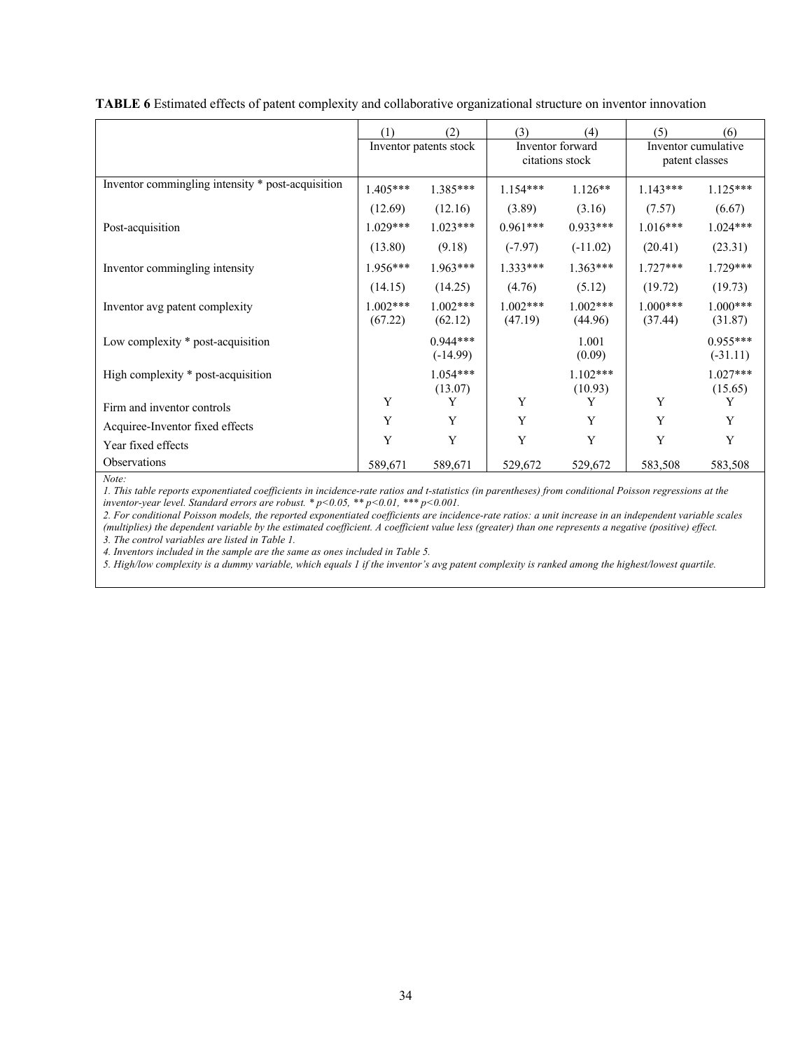**TABLE 6** Estimated effects of patent complexity and collaborative organizational structure on inventor innovation

| | (1) | (2) | (3) | (4) | (5) | (6) |
|---|---|---|---|---|---|---|
| | Inventor patents stock | | Inventor forward citations stock | | Inventor cumulative patent classes | |
| Inventor commingling intensity * post-acquisition | 1.405*** | 1.385*** | 1.154*** | 1.126** | 1.143*** | 1.125*** |
| | (12.69) | (12.16) | (3.89) | (3.16) | (7.57) | (6.67) |
| Post-acquisition | 1.029*** | 1.023*** | 0.961*** | 0.933*** | 1.016*** | 1.024*** |
| | (13.80) | (9.18) | (-7.97) | (-11.02) | (20.41) | (23.31) |
| Inventor commingling intensity | 1.956*** | 1.963*** | 1.333*** | 1.363*** | 1.727*** | 1.729*** |
| | (14.15) | (14.25) | (4.76) | (5.12) | (19.72) | (19.73) |
| Inventor avg patent complexity | 1.002*** | 1.002*** | 1.002*** | 1.002*** | 1.000*** | 1.000*** |
| | (67.22) | (62.12) | (47.19) | (44.96) | (37.44) | (31.87) |
| Low complexity * post-acquisition | | 0.944*** | | 1.001 | | 0.955*** |
| | | (-14.99) | | (0.09) | | (-31.11) |
| High complexity * post-acquisition | | 1.054*** | | 1.102*** | | 1.027*** |
| | | (13.07) | | (10.93) | | (15.65) |
| Firm and inventor controls | Y | Y | Y | Y | Y | Y |
| Acquiree-Inventor fixed effects | Y | Y | Y | Y | Y | Y |
| Year fixed effects | Y | Y | Y | Y | Y | Y |
| Observations | 589,671 | 589,671 | 529,672 | 529,672 | 583,508 | 583,508 |

*Note:*

*1. This table reports exponentiated coefficients in incidence-rate ratios and t-statistics (in parentheses) from conditional Poisson regressions at the inventor-year level. Standard errors are robust. * p<0.05, ** p<0.01, *** p<0.001.*

*2. For conditional Poisson models, the reported exponentiated coefficients are incidence-rate ratios: a unit increase in an independent variable scales (multiplies) the dependent variable by the estimated coefficient. A coefficient value less (greater) than one represents a negative (positive) effect.*

*3. The control variables are listed in Table 1.*

*4. Inventors included in the sample are the same as ones included in Table 5.*

*5. High/low complexity is a dummy variable, which equals 1 if the inventor's avg patent complexity is ranked among the highest/lowest quartile.*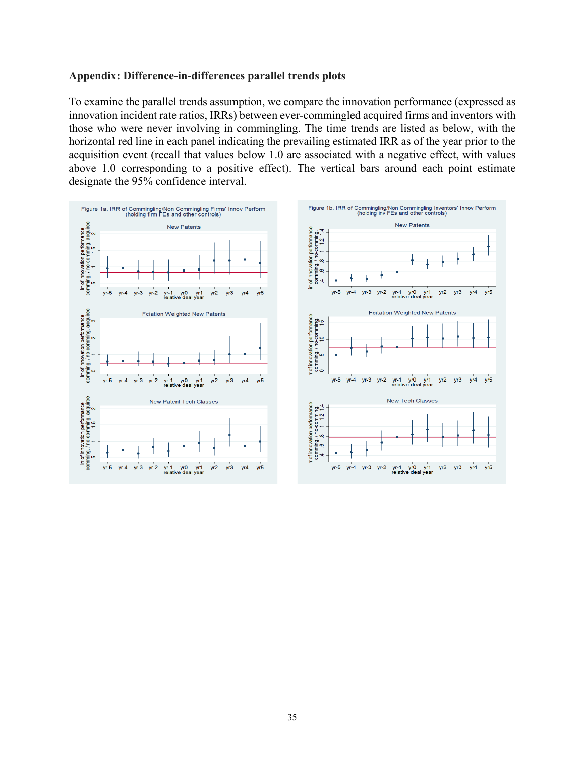**Appendix: Difference-in-differences parallel trends plots**

To examine the parallel trends assumption, we compare the innovation performance (expressed as innovation incident rate ratios, IRRs) between ever-commingled acquired firms and inventors with those who were never involving in commingling. The time trends are listed as below, with the horizontal red line in each panel indicating the prevailing estimated IRR as of the year prior to the acquisition event (recall that values below 1.0 are associated with a negative effect, with values above 1.0 corresponding to a positive effect). The vertical bars around each point estimate designate the 95% confidence interval.

Figure 1a. IRR of Commingling/Non Commingling Firms' Innov Perform
(holding firm FEs and other controls)

New Patents

Fciation Weighted New Patents

New Patent Tech Classes

irr of innovation performance comming. / no-comming. acquiree

yr-5 yr-4 yr-3 yr-2 yr-1 yr0 yr1 yr2 yr3 yr4 yr5
relative deal year

Figure 1b. IRR of Commingling/Non Commingling Inventors' Innov Perform
(holding inv FEs and other controls)

New Patents

Fcitation Weighted New Patents

New Tech Classes

irr of innovation performance comming. / no-comming.

yr-5 yr-4 yr-3 yr-2 yr-1 yr0 yr1 yr2 yr3 yr4 yr5
relative deal year